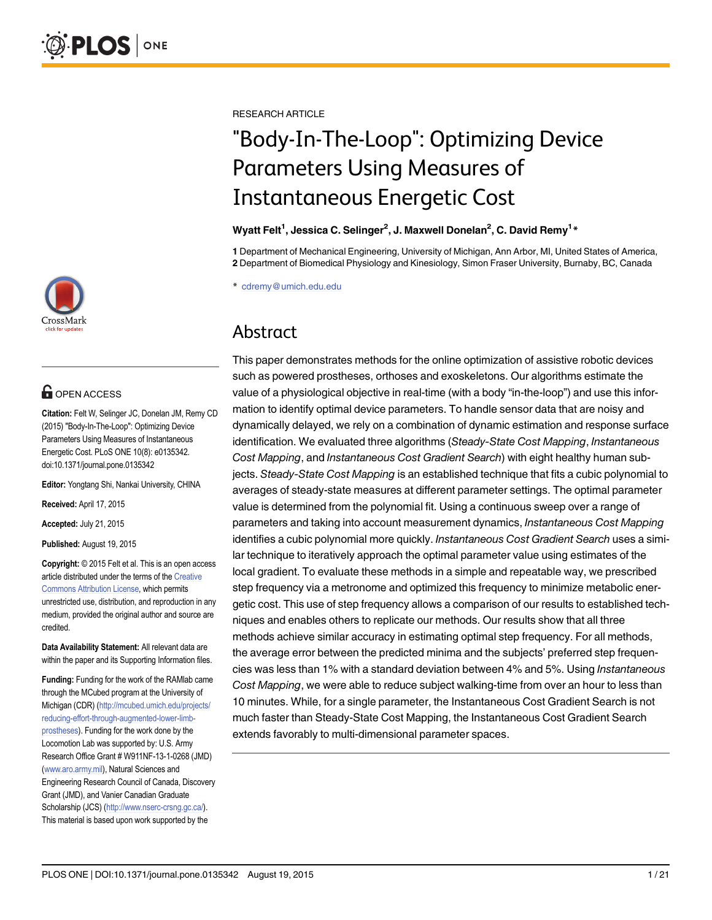RESEARCH ARTICLE

# "Body-In-The-Loop": Optimizing Device Parameters Using Measures of Instantaneous Energetic Cost

**Wyatt Felt[1], Jessica C. Selinger[2], J. Maxwell Donelan[2], C. David Remy[1]***

**1** Department of Mechanical Engineering, University of Michigan, Ann Arbor, MI, United States of America, **2** Department of Biomedical Physiology and Kinesiology, Simon Fraser University, Burnaby, BC, Canada

* cdremy@umich.edu.edu

## Abstract

This paper demonstrates methods for the online optimization of assistive robotic devices such as powered prostheses, orthoses and exoskeletons. Our algorithms estimate the value of a physiological objective in real-time (with a body "in-the-loop") and use this information to identify optimal device parameters. To handle sensor data that are noisy and dynamically delayed, we rely on a combination of dynamic estimation and response surface identification. We evaluated three algorithms (*Steady-State Cost Mapping*, *Instantaneous Cost Mapping*, and *Instantaneous Cost Gradient Search*) with eight healthy human subjects. *Steady-State Cost Mapping* is an established technique that fits a cubic polynomial to averages of steady-state measures at different parameter settings. The optimal parameter value is determined from the polynomial fit. Using a continuous sweep over a range of parameters and taking into account measurement dynamics, *Instantaneous Cost Mapping* identifies a cubic polynomial more quickly. *Instantaneous Cost Gradient Search* uses a similar technique to iteratively approach the optimal parameter value using estimates of the local gradient. To evaluate these methods in a simple and repeatable way, we prescribed step frequency via a metronome and optimized this frequency to minimize metabolic energetic cost. This use of step frequency allows a comparison of our results to established techniques and enables others to replicate our methods. Our results show that all three methods achieve similar accuracy in estimating optimal step frequency. For all methods, the average error between the predicted minima and the subjects' preferred step frequencies was less than 1% with a standard deviation between 4% and 5%. Using *Instantaneous Cost Mapping*, we were able to reduce subject walking-time from over an hour to less than 10 minutes. While, for a single parameter, the Instantaneous Cost Gradient Search is not much faster than Steady-State Cost Mapping, the Instantaneous Cost Gradient Search extends favorably to multi-dimensional parameter spaces.

OPEN ACCESS

**Citation:** Felt W, Selinger JC, Donelan JM, Remy CD (2015) "Body-In-The-Loop": Optimizing Device Parameters Using Measures of Instantaneous Energetic Cost. PLoS ONE 10(8): e0135342. doi:10.1371/journal.pone.0135342

**Editor:** Yongtang Shi, Nankai University, CHINA

**Received:** April 17, 2015

**Accepted:** July 21, 2015

**Published:** August 19, 2015

**Copyright:** © 2015 Felt et al. This is an open access article distributed under the terms of the Creative Commons Attribution License, which permits unrestricted use, distribution, and reproduction in any medium, provided the original author and source are credited.

**Data Availability Statement:** All relevant data are within the paper and its Supporting Information files.

**Funding:** Funding for the work of the RAMlab came through the MCubed program at the University of Michigan (CDR) (http://mcubed.umich.edu/projects/reducing-effort-through-augmented-lower-limb-prostheses). Funding for the work done by the Locomotion Lab was supported by: U.S. Army Research Office Grant # W911NF-13-1-0268 (JMD) (www.aro.army.mil), Natural Sciences and Engineering Research Council of Canada, Discovery Grant (JMD), and Vanier Canadian Graduate Scholarship (JCS) (http://www.nserc-crsng.gc.ca/). This material is based upon work supported by the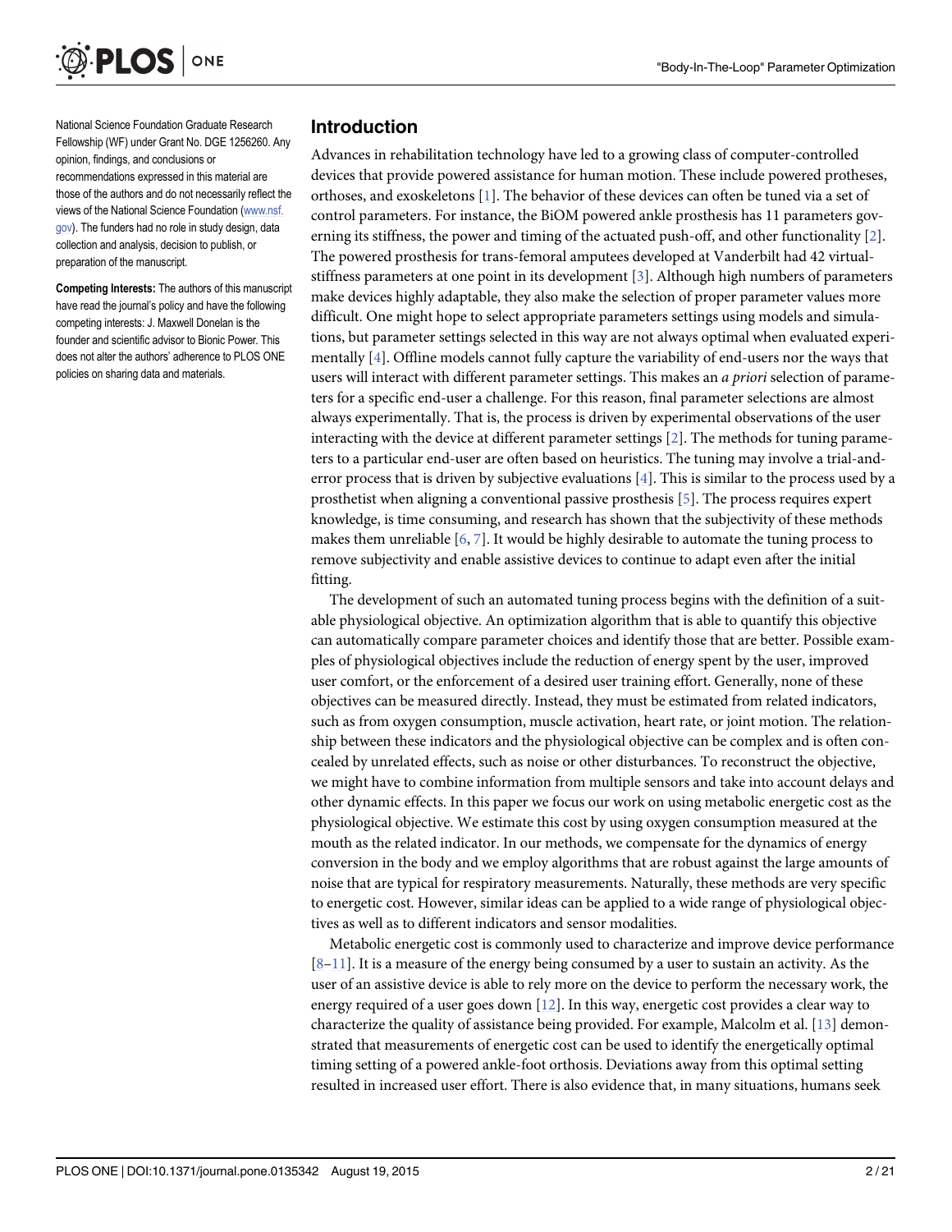National Science Foundation Graduate Research Fellowship (WF) under Grant No. DGE 1256260. Any opinion, findings, and conclusions or recommendations expressed in this material are those of the authors and do not necessarily reflect the views of the National Science Foundation (www.nsf.gov). The funders had no role in study design, data collection and analysis, decision to publish, or preparation of the manuscript.

**Competing Interests:** The authors of this manuscript have read the journal's policy and have the following competing interests: J. Maxwell Donelan is the founder and scientific advisor to Bionic Power. This does not alter the authors' adherence to PLOS ONE policies on sharing data and materials.

## Introduction

Advances in rehabilitation technology have led to a growing class of computer-controlled devices that provide powered assistance for human motion. These include powered protheses, orthoses, and exoskeletons [1]. The behavior of these devices can often be tuned via a set of control parameters. For instance, the BiOM powered ankle prosthesis has 11 parameters governing its stiffness, the power and timing of the actuated push-off, and other functionality [2]. The powered prosthesis for trans-femoral amputees developed at Vanderbilt had 42 virtual-stiffness parameters at one point in its development [3]. Although high numbers of parameters make devices highly adaptable, they also make the selection of proper parameter values more difficult. One might hope to select appropriate parameters settings using models and simulations, but parameter settings selected in this way are not always optimal when evaluated experimentally [4]. Offline models cannot fully capture the variability of end-users nor the ways that users will interact with different parameter settings. This makes an *a priori* selection of parameters for a specific end-user a challenge. For this reason, final parameter selections are almost always experimentally. That is, the process is driven by experimental observations of the user interacting with the device at different parameter settings [2]. The methods for tuning parameters to a particular end-user are often based on heuristics. The tuning may involve a trial-and-error process that is driven by subjective evaluations [4]. This is similar to the process used by a prosthetist when aligning a conventional passive prosthesis [5]. The process requires expert knowledge, is time consuming, and research has shown that the subjectivity of these methods makes them unreliable [6, 7]. It would be highly desirable to automate the tuning process to remove subjectivity and enable assistive devices to continue to adapt even after the initial fitting.

The development of such an automated tuning process begins with the definition of a suitable physiological objective. An optimization algorithm that is able to quantify this objective can automatically compare parameter choices and identify those that are better. Possible examples of physiological objectives include the reduction of energy spent by the user, improved user comfort, or the enforcement of a desired user training effort. Generally, none of these objectives can be measured directly. Instead, they must be estimated from related indicators, such as from oxygen consumption, muscle activation, heart rate, or joint motion. The relationship between these indicators and the physiological objective can be complex and is often concealed by unrelated effects, such as noise or other disturbances. To reconstruct the objective, we might have to combine information from multiple sensors and take into account delays and other dynamic effects. In this paper we focus our work on using metabolic energetic cost as the physiological objective. We estimate this cost by using oxygen consumption measured at the mouth as the related indicator. In our methods, we compensate for the dynamics of energy conversion in the body and we employ algorithms that are robust against the large amounts of noise that are typical for respiratory measurements. Naturally, these methods are very specific to energetic cost. However, similar ideas can be applied to a wide range of physiological objectives as well as to different indicators and sensor modalities.

Metabolic energetic cost is commonly used to characterize and improve device performance [8–11]. It is a measure of the energy being consumed by a user to sustain an activity. As the user of an assistive device is able to rely more on the device to perform the necessary work, the energy required of a user goes down [12]. In this way, energetic cost provides a clear way to characterize the quality of assistance being provided. For example, Malcolm et al. [13] demonstrated that measurements of energetic cost can be used to identify the energetically optimal timing setting of a powered ankle-foot orthosis. Deviations away from this optimal setting resulted in increased user effort. There is also evidence that, in many situations, humans seek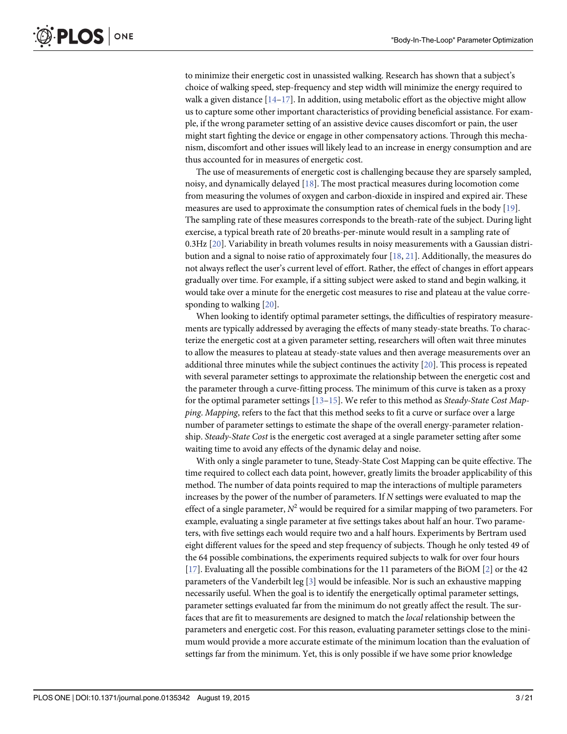to minimize their energetic cost in unassisted walking. Research has shown that a subject's choice of walking speed, step-frequency and step width will minimize the energy required to walk a given distance [14–17]. In addition, using metabolic effort as the objective might allow us to capture some other important characteristics of providing beneficial assistance. For example, if the wrong parameter setting of an assistive device causes discomfort or pain, the user might start fighting the device or engage in other compensatory actions. Through this mechanism, discomfort and other issues will likely lead to an increase in energy consumption and are thus accounted for in measures of energetic cost.

The use of measurements of energetic cost is challenging because they are sparsely sampled, noisy, and dynamically delayed [18]. The most practical measures during locomotion come from measuring the volumes of oxygen and carbon-dioxide in inspired and expired air. These measures are used to approximate the consumption rates of chemical fuels in the body [19]. The sampling rate of these measures corresponds to the breath-rate of the subject. During light exercise, a typical breath rate of 20 breaths-per-minute would result in a sampling rate of 0.3Hz [20]. Variability in breath volumes results in noisy measurements with a Gaussian distribution and a signal to noise ratio of approximately four [18, 21]. Additionally, the measures do not always reflect the user's current level of effort. Rather, the effect of changes in effort appears gradually over time. For example, if a sitting subject were asked to stand and begin walking, it would take over a minute for the energetic cost measures to rise and plateau at the value corresponding to walking [20].

When looking to identify optimal parameter settings, the difficulties of respiratory measurements are typically addressed by averaging the effects of many steady-state breaths. To characterize the energetic cost at a given parameter setting, researchers will often wait three minutes to allow the measures to plateau at steady-state values and then average measurements over an additional three minutes while the subject continues the activity [20]. This process is repeated with several parameter settings to approximate the relationship between the energetic cost and the parameter through a curve-fitting process. The minimum of this curve is taken as a proxy for the optimal parameter settings [13–15]. We refer to this method as *Steady-State Cost Mapping*. *Mapping*, refers to the fact that this method seeks to fit a curve or surface over a large number of parameter settings to estimate the shape of the overall energy-parameter relationship. *Steady-State Cost* is the energetic cost averaged at a single parameter setting after some waiting time to avoid any effects of the dynamic delay and noise.

With only a single parameter to tune, Steady-State Cost Mapping can be quite effective. The time required to collect each data point, however, greatly limits the broader applicability of this method. The number of data points required to map the interactions of multiple parameters increases by the power of the number of parameters. If $N$ settings were evaluated to map the effect of a single parameter, $N^2$ would be required for a similar mapping of two parameters. For example, evaluating a single parameter at five settings takes about half an hour. Two parameters, with five settings each would require two and a half hours. Experiments by Bertram used eight different values for the speed and step frequency of subjects. Though he only tested 49 of the 64 possible combinations, the experiments required subjects to walk for over four hours [17]. Evaluating all the possible combinations for the 11 parameters of the BiOM [2] or the 42 parameters of the Vanderbilt leg [3] would be infeasible. Nor is such an exhaustive mapping necessarily useful. When the goal is to identify the energetically optimal parameter settings, parameter settings evaluated far from the minimum do not greatly affect the result. The surfaces that are fit to measurements are designed to match the *local* relationship between the parameters and energetic cost. For this reason, evaluating parameter settings close to the minimum would provide a more accurate estimate of the minimum location than the evaluation of settings far from the minimum. Yet, this is only possible if we have some prior knowledge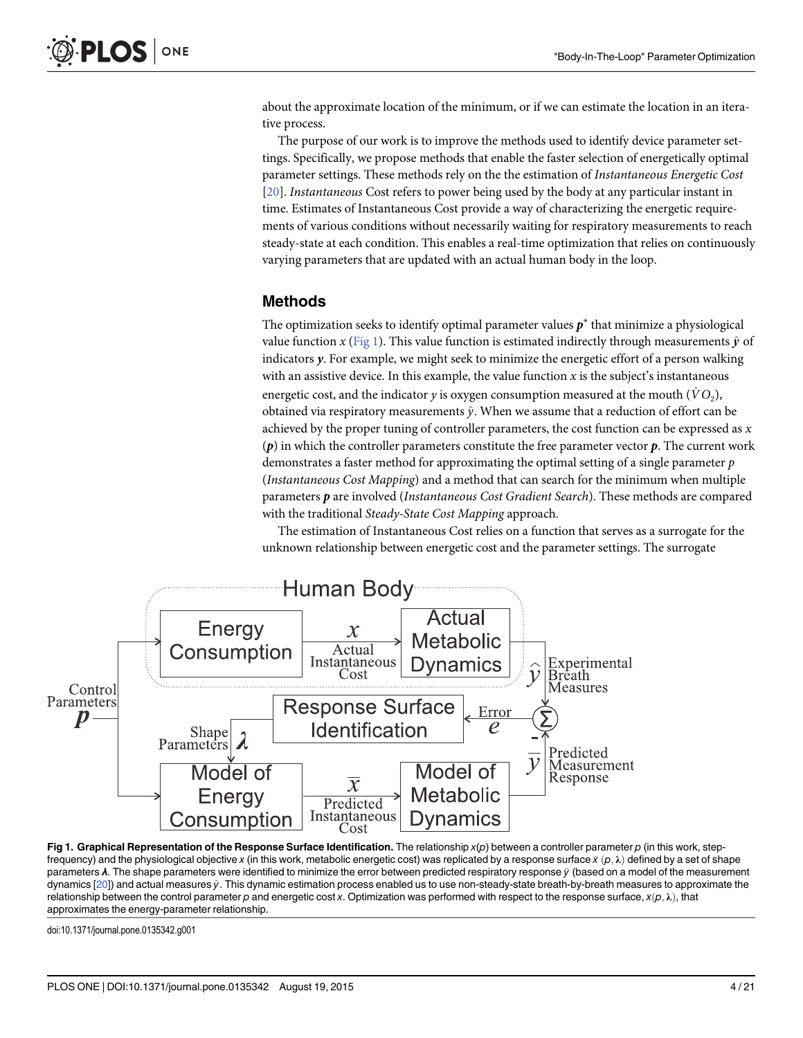about the approximate location of the minimum, or if we can estimate the location in an iterative process.

The purpose of our work is to improve the methods used to identify device parameter settings. Specifically, we propose methods that enable the faster selection of energetically optimal parameter settings. These methods rely on the the estimation of *Instantaneous Energetic Cost* [20]. *Instantaneous* Cost refers to power being used by the body at any particular instant in time. Estimates of Instantaneous Cost provide a way of characterizing the energetic requirements of various conditions without necessarily waiting for respiratory measurements to reach steady-state at each condition. This enables a real-time optimization that relies on continuously varying parameters that are updated with an actual human body in the loop.

## Methods

The optimization seeks to identify optimal parameter values $\boldsymbol{p}^{\star}$ that minimize a physiological value function $x$ (Fig 1). This value function is estimated indirectly through measurements $\hat{y}$ of indicators $\boldsymbol{y}$. For example, we might seek to minimize the energetic effort of a person walking with an assistive device. In this example, the value function $x$ is the subject's instantaneous energetic cost, and the indicator $y$ is oxygen consumption measured at the mouth ($\dot{V}O_2$), obtained via respiratory measurements $\hat{y}$. When we assume that a reduction of effort can be achieved by the proper tuning of controller parameters, the cost function can be expressed as $x(\boldsymbol{p})$ in which the controller parameters constitute the free parameter vector $\boldsymbol{p}$. The current work demonstrates a faster method for approximating the optimal setting of a single parameter $p$ (*Instantaneous Cost Mapping*) and a method that can search for the minimum when multiple parameters $\boldsymbol{p}$ are involved (*Instantaneous Cost Gradient Search*). These methods are compared with the traditional *Steady-State Cost Mapping* approach.

The estimation of Instantaneous Cost relies on a function that serves as a surrogate for the unknown relationship between energetic cost and the parameter settings. The surrogate

**Fig 1. Graphical Representation of the Response Surface Identification.** The relationship $x(p)$ between a controller parameter $p$ (in this work, step-frequency) and the physiological objective $x$ (in this work, metabolic energetic cost) was replicated by a response surface $\bar{x}(p, \lambda)$ defined by a set of shape parameters $\boldsymbol{\lambda}$. The shape parameters were identified to minimize the error between predicted respiratory response $\bar{y}$ (based on a model of the measurement dynamics [20]) and actual measures $\hat{y}$. This dynamic estimation process enabled us to use non-steady-state breath-by-breath measures to approximate the relationship between the control parameter $p$ and energetic cost $x$. Optimization was performed with respect to the response surface, $x(p, \lambda)$, that approximates the energy-parameter relationship.

doi:10.1371/journal.pone.0135342.g001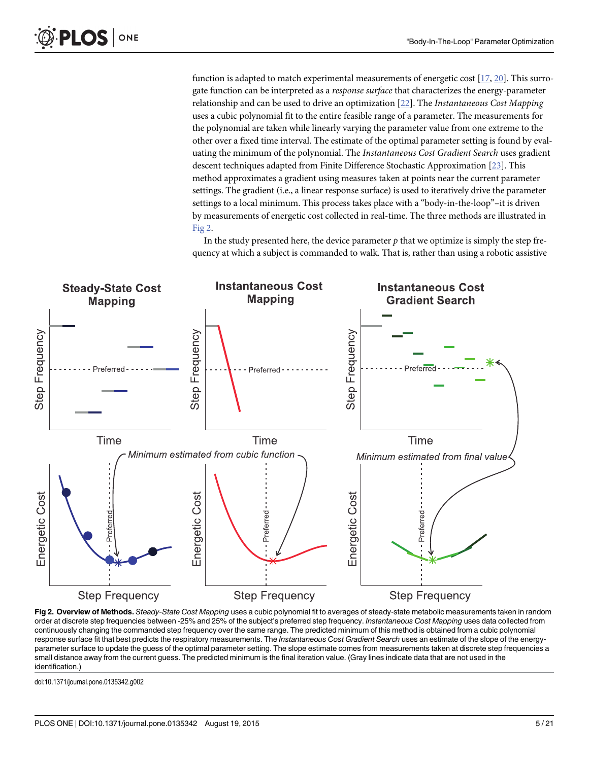function is adapted to match experimental measurements of energetic cost [17, 20]. This surrogate function can be interpreted as a *response surface* that characterizes the energy-parameter relationship and can be used to drive an optimization [22]. The *Instantaneous Cost Mapping* uses a cubic polynomial fit to the entire feasible range of a parameter. The measurements for the polynomial are taken while linearly varying the parameter value from one extreme to the other over a fixed time interval. The estimate of the optimal parameter setting is found by evaluating the minimum of the polynomial. The *Instantaneous Cost Gradient Search* uses gradient descent techniques adapted from Finite Difference Stochastic Approximation [23]. This method approximates a gradient using measures taken at points near the current parameter settings. The gradient (i.e., a linear response surface) is used to iteratively drive the parameter settings to a local minimum. This process takes place with a "body-in-the-loop"–it is driven by measurements of energetic cost collected in real-time. The three methods are illustrated in Fig 2.

In the study presented here, the device parameter $p$ that we optimize is simply the step frequency at which a subject is commanded to walk. That is, rather than using a robotic assistive

**Fig 2. Overview of Methods.** *Steady-State Cost Mapping* uses a cubic polynomial fit to averages of steady-state metabolic measurements taken in random order at discrete step frequencies between -25% and 25% of the subject's preferred step frequency. *Instantaneous Cost Mapping* uses data collected from continuously changing the commanded step frequency over the same range. The predicted minimum of this method is obtained from a cubic polynomial response surface fit that best predicts the respiratory measurements. The *Instantaneous Cost Gradient Search* uses an estimate of the slope of the energy-parameter surface to update the guess of the optimal parameter setting. The slope estimate comes from measurements taken at discrete step frequencies a small distance away from the current guess. The predicted minimum is the final iteration value. (Gray lines indicate data that are not used in the identification.)

doi:10.1371/journal.pone.0135342.g002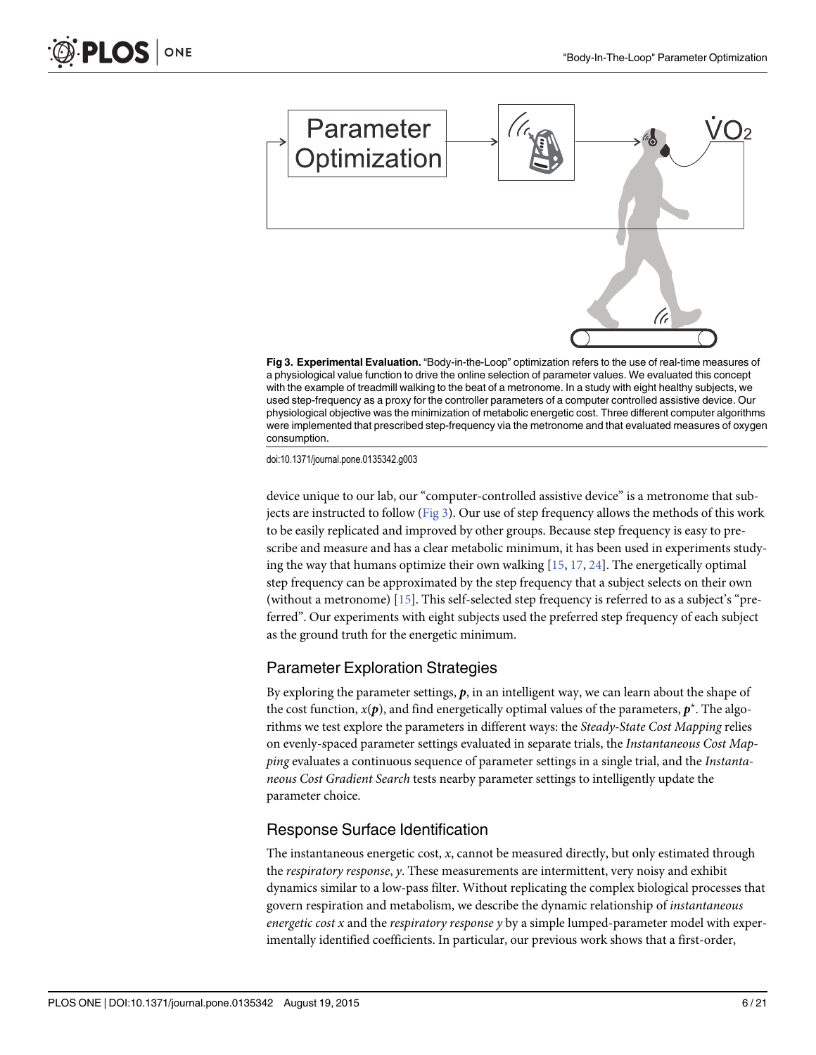**Fig 3. Experimental Evaluation.** "Body-in-the-Loop" optimization refers to the use of real-time measures of a physiological value function to drive the online selection of parameter values. We evaluated this concept with the example of treadmill walking to the beat of a metronome. In a study with eight healthy subjects, we used step-frequency as a proxy for the controller parameters of a computer controlled assistive device. Our physiological objective was the minimization of metabolic energetic cost. Three different computer algorithms were implemented that prescribed step-frequency via the metronome and that evaluated measures of oxygen consumption.

doi:10.1371/journal.pone.0135342.g003

device unique to our lab, our "computer-controlled assistive device" is a metronome that subjects are instructed to follow (Fig 3). Our use of step frequency allows the methods of this work to be easily replicated and improved by other groups. Because step frequency is easy to prescribe and measure and has a clear metabolic minimum, it has been used in experiments studying the way that humans optimize their own walking [15, 17, 24]. The energetically optimal step frequency can be approximated by the step frequency that a subject selects on their own (without a metronome) [15]. This self-selected step frequency is referred to as a subject's "preferred". Our experiments with eight subjects used the preferred step frequency of each subject as the ground truth for the energetic minimum.

## Parameter Exploration Strategies

By exploring the parameter settings, $\boldsymbol{p}$, in an intelligent way, we can learn about the shape of the cost function, $x(\boldsymbol{p})$, and find energetically optimal values of the parameters, $\boldsymbol{p}^{\star}$. The algorithms we test explore the parameters in different ways: the *Steady-State Cost Mapping* relies on evenly-spaced parameter settings evaluated in separate trials, the *Instantaneous Cost Mapping* evaluates a continuous sequence of parameter settings in a single trial, and the *Instantaneous Cost Gradient Search* tests nearby parameter settings to intelligently update the parameter choice.

## Response Surface Identification

The instantaneous energetic cost, $x$, cannot be measured directly, but only estimated through the *respiratory response*, $y$. These measurements are intermittent, very noisy and exhibit dynamics similar to a low-pass filter. Without replicating the complex biological processes that govern respiration and metabolism, we describe the dynamic relationship of *instantaneous energetic cost* $x$ and the *respiratory response* $y$ by a simple lumped-parameter model with experimentally identified coefficients. In particular, our previous work shows that a first-order,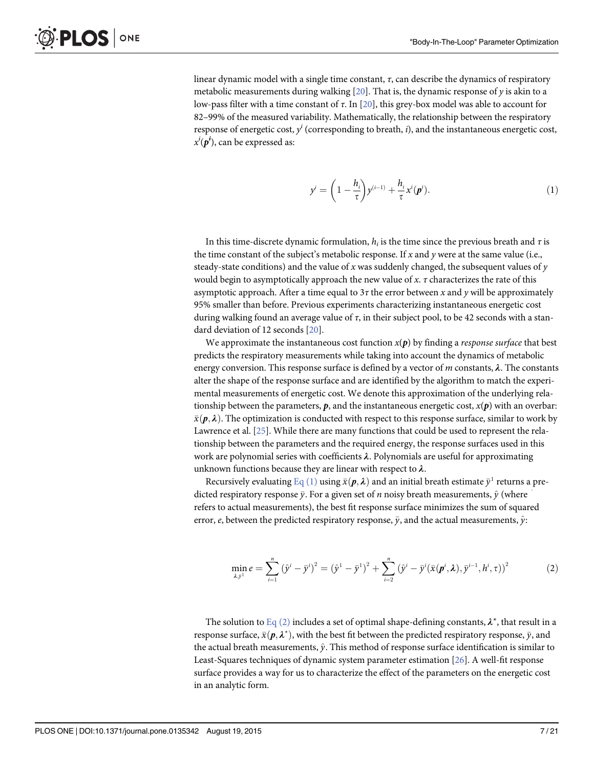linear dynamic model with a single time constant, $\tau$, can describe the dynamics of respiratory metabolic measurements during walking [20]. That is, the dynamic response of $y$ is akin to a low-pass filter with a time constant of $\tau$. In [20], this grey-box model was able to account for 82–99% of the measured variability. Mathematically, the relationship between the respiratory response of energetic cost, $y^i$ (corresponding to breath, $i$), and the instantaneous energetic cost, $x^i(\boldsymbol{p^i})$, can be expressed as:

$$y^i = \left(1 - \frac{h_i}{\tau}\right) y^{(i-1)} + \frac{h_i}{\tau} x^i(\boldsymbol{p}^i). \tag{1}$$

In this time-discrete dynamic formulation, $h_i$ is the time since the previous breath and $\tau$ is the time constant of the subject's metabolic response. If $x$ and $y$ were at the same value (i.e., steady-state conditions) and the value of $x$ was suddenly changed, the subsequent values of $y$ would begin to asymptotically approach the new value of $x$. $\tau$ characterizes the rate of this asymptotic approach. After a time equal to $3\tau$ the error between $x$ and $y$ will be approximately 95% smaller than before. Previous experiments characterizing instantaneous energetic cost during walking found an average value of $\tau$, in their subject pool, to be 42 seconds with a standard deviation of 12 seconds [20].

We approximate the instantaneous cost function $x(\boldsymbol{p})$ by finding a *response surface* that best predicts the respiratory measurements while taking into account the dynamics of metabolic energy conversion. This response surface is defined by a vector of $m$ constants, $\boldsymbol{\lambda}$. The constants alter the shape of the response surface and are identified by the algorithm to match the experimental measurements of energetic cost. We denote this approximation of the underlying relationship between the parameters, $\boldsymbol{p}$, and the instantaneous energetic cost, $x(\boldsymbol{p})$ with an overbar: $\bar{x}(\boldsymbol{p}, \boldsymbol{\lambda})$. The optimization is conducted with respect to this response surface, similar to work by Lawrence et al. [25]. While there are many functions that could be used to represent the relationship between the parameters and the required energy, the response surfaces used in this work are polynomial series with coefficients $\boldsymbol{\lambda}$. Polynomials are useful for approximating unknown functions because they are linear with respect to $\boldsymbol{\lambda}$.

Recursively evaluating Eq (1) using $\bar{x}(\boldsymbol{p}, \boldsymbol{\lambda})$ and an initial breath estimate $\bar{y}^1$ returns a predicted respiratory response $\bar{y}$. For a given set of $n$ noisy breath measurements, $\hat{y}$ (where $\hat{}$ refers to actual measurements), the best fit response surface minimizes the sum of squared error, $e$, between the predicted respiratory response, $\bar{y}$, and the actual measurements, $\hat{y}$:

$$\min_{\boldsymbol{\lambda}, \bar{y}^1} e = \sum_{i=1}^{n} \left(\hat{y}^i - \bar{y}^i\right)^2 = \left(\hat{y}^1 - \bar{y}^1\right)^2 + \sum_{i=2}^{n} \left(\hat{y}^i - \bar{y}^i(\bar{x}(\boldsymbol{p}^i, \boldsymbol{\lambda}), \bar{y}^{i-1}, h^i, \tau)\right)^2 \tag{2}$$

The solution to Eq (2) includes a set of optimal shape-defining constants, $\boldsymbol{\lambda}^*$, that result in a response surface, $\bar{x}(\boldsymbol{p}, \boldsymbol{\lambda}^*)$, with the best fit between the predicted respiratory response, $\bar{y}$, and the actual breath measurements, $\hat{y}$. This method of response surface identification is similar to Least-Squares techniques of dynamic system parameter estimation [26]. A well-fit response surface provides a way for us to characterize the effect of the parameters on the energetic cost in an analytic form.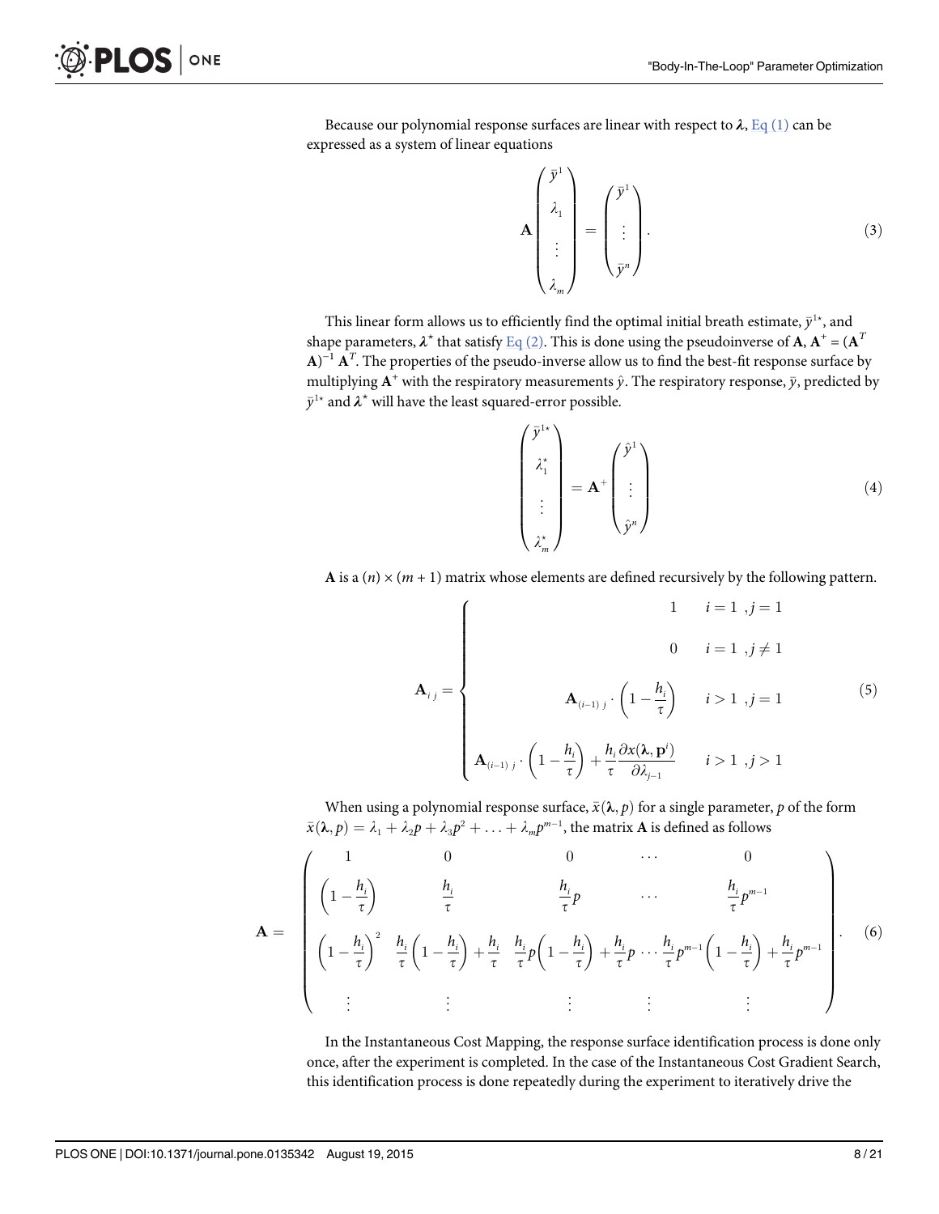Because our polynomial response surfaces are linear with respect to $\boldsymbol{\lambda}$, Eq (1) can be expressed as a system of linear equations

$$\mathbf{A}\begin{pmatrix} \bar{y}^1 \\ \lambda_1 \\ \vdots \\ \lambda_m \end{pmatrix} = \begin{pmatrix} \bar{y}^1 \\ \vdots \\ \bar{y}^n \end{pmatrix}. \tag{3}$$

This linear form allows us to efficiently find the optimal initial breath estimate, $\bar{y}^{1\star}$, and shape parameters, $\boldsymbol{\lambda}^\star$ that satisfy Eq (2). This is done using the pseudoinverse of $\mathbf{A}$, $\mathbf{A}^+ = (\mathbf{A}^T \mathbf{A})^{-1} \mathbf{A}^T$. The properties of the pseudo-inverse allow us to find the best-fit response surface by multiplying $\mathbf{A}^+$ with the respiratory measurements $\hat{y}$. The respiratory response, $\bar{y}$, predicted by $\bar{y}^{1\star}$ and $\boldsymbol{\lambda}^\star$ will have the least squared-error possible.

$$\begin{pmatrix} \bar{y}^{1\star} \\ \lambda_1^\star \\ \vdots \\ \lambda_m^\star \end{pmatrix} = \mathbf{A}^+ \begin{pmatrix} \hat{y}^1 \\ \vdots \\ \hat{y}^n \end{pmatrix} \tag{4}$$

$\mathbf{A}$ is a $(n) \times (m + 1)$ matrix whose elements are defined recursively by the following pattern.

$$\mathbf{A}_{i\,j} = \begin{cases} 1 & i = 1\ , j = 1 \\ 0 & i = 1\ , j \neq 1 \\ \mathbf{A}_{(i-1)\,j} \cdot \left(1 - \dfrac{h_i}{\tau}\right) & i > 1\ , j = 1 \\ \mathbf{A}_{(i-1)\,j} \cdot \left(1 - \dfrac{h_i}{\tau}\right) + \dfrac{h_i}{\tau} \dfrac{\partial x(\boldsymbol{\lambda}, \mathbf{p}^i)}{\partial \lambda_{j-1}} & i > 1\ , j > 1 \end{cases} \tag{5}$$

When using a polynomial response surface, $\bar{x}(\boldsymbol{\lambda}, p)$ for a single parameter, $p$ of the form $\bar{x}(\boldsymbol{\lambda}, p) = \lambda_1 + \lambda_2 p + \lambda_3 p^2 + \ldots + \lambda_m p^{m-1}$, the matrix $\mathbf{A}$ is defined as follows

$$\mathbf{A} = \begin{pmatrix} 1 & 0 & 0 & \cdots & 0 \\ \left(1 - \dfrac{h_i}{\tau}\right) & \dfrac{h_i}{\tau} & \dfrac{h_i}{\tau} p & \cdots & \dfrac{h_i}{\tau} p^{m-1} \\ \left(1 - \dfrac{h_i}{\tau}\right)^2 & \dfrac{h_i}{\tau}\left(1 - \dfrac{h_i}{\tau}\right) + \dfrac{h_i}{\tau} & \dfrac{h_i}{\tau} p \left(1 - \dfrac{h_i}{\tau}\right) + \dfrac{h_i}{\tau} p & \cdots & \dfrac{h_i}{\tau} p^{m-1}\left(1 - \dfrac{h_i}{\tau}\right) + \dfrac{h_i}{\tau} p^{m-1} \\ \vdots & \vdots & \vdots & \vdots & \vdots \end{pmatrix}. \tag{6}$$

In the Instantaneous Cost Mapping, the response surface identification process is done only once, after the experiment is completed. In the case of the Instantaneous Cost Gradient Search, this identification process is done repeatedly during the experiment to iteratively drive the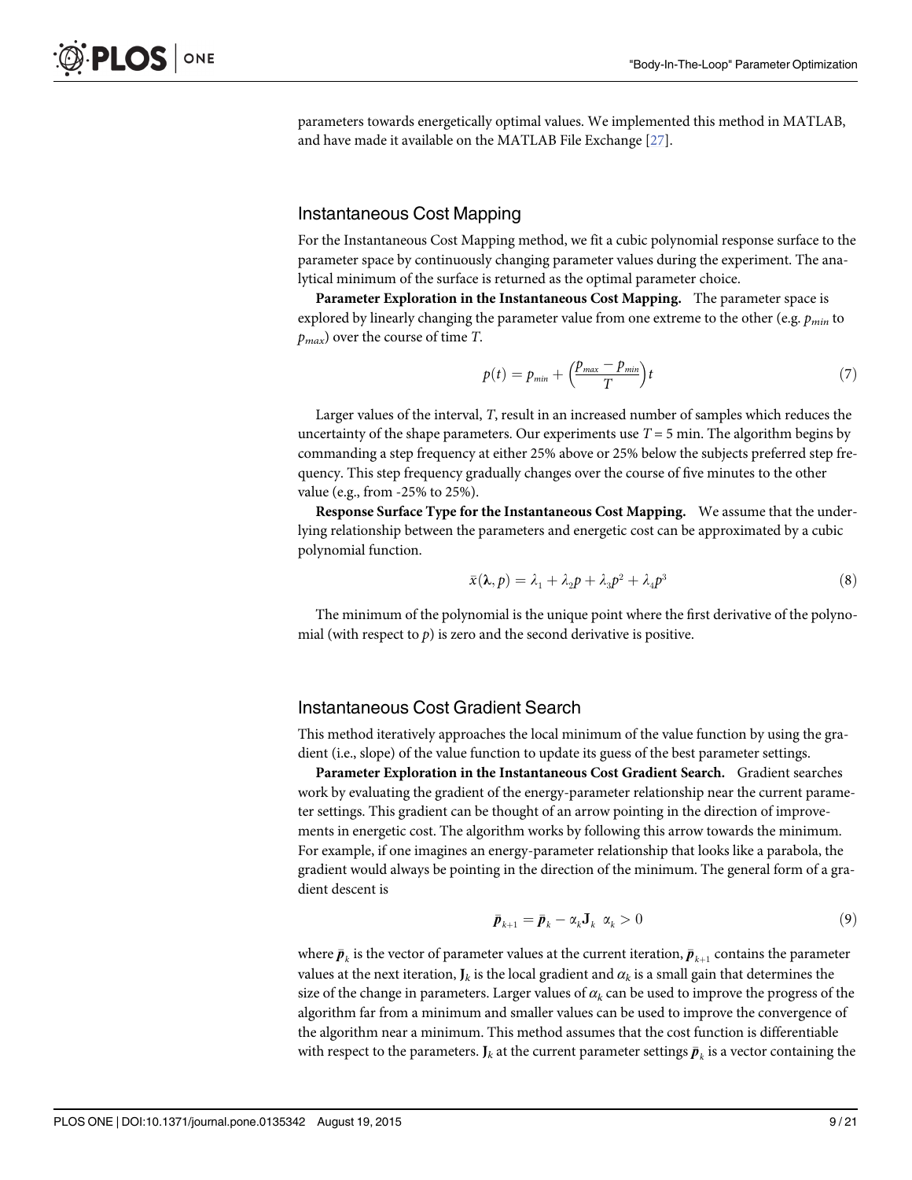parameters towards energetically optimal values. We implemented this method in MATLAB, and have made it available on the MATLAB File Exchange [27].

## Instantaneous Cost Mapping

For the Instantaneous Cost Mapping method, we fit a cubic polynomial response surface to the parameter space by continuously changing parameter values during the experiment. The analytical minimum of the surface is returned as the optimal parameter choice.

**Parameter Exploration in the Instantaneous Cost Mapping.** The parameter space is explored by linearly changing the parameter value from one extreme to the other (e.g. $p_{min}$ to $p_{max}$) over the course of time $T$.

$$p(t) = p_{min} + \left(\frac{p_{max} - p_{min}}{T}\right)t \tag{7}$$

Larger values of the interval, $T$, result in an increased number of samples which reduces the uncertainty of the shape parameters. Our experiments use $T = 5$ min. The algorithm begins by commanding a step frequency at either 25% above or 25% below the subjects preferred step frequency. This step frequency gradually changes over the course of five minutes to the other value (e.g., from -25% to 25%).

**Response Surface Type for the Instantaneous Cost Mapping.** We assume that the underlying relationship between the parameters and energetic cost can be approximated by a cubic polynomial function.

$$\bar{x}(\boldsymbol{\lambda}, p) = \lambda_1 + \lambda_2 p + \lambda_3 p^2 + \lambda_4 p^3 \tag{8}$$

The minimum of the polynomial is the unique point where the first derivative of the polynomial (with respect to $p$) is zero and the second derivative is positive.

## Instantaneous Cost Gradient Search

This method iteratively approaches the local minimum of the value function by using the gradient (i.e., slope) of the value function to update its guess of the best parameter settings.

**Parameter Exploration in the Instantaneous Cost Gradient Search.** Gradient searches work by evaluating the gradient of the energy-parameter relationship near the current parameter settings. This gradient can be thought of an arrow pointing in the direction of improvements in energetic cost. The algorithm works by following this arrow towards the minimum. For example, if one imagines an energy-parameter relationship that looks like a parabola, the gradient would always be pointing in the direction of the minimum. The general form of a gradient descent is

$$\bar{\boldsymbol{p}}_{k+1} = \bar{\boldsymbol{p}}_k - \alpha_k \mathbf{J}_k \quad \alpha_k > 0 \tag{9}$$

where $\bar{\boldsymbol{p}}_k$ is the vector of parameter values at the current iteration, $\bar{\boldsymbol{p}}_{k+1}$ contains the parameter values at the next iteration, $\mathbf{J}_k$ is the local gradient and $\alpha_k$ is a small gain that determines the size of the change in parameters. Larger values of $\alpha_k$ can be used to improve the progress of the algorithm far from a minimum and smaller values can be used to improve the convergence of the algorithm near a minimum. This method assumes that the cost function is differentiable with respect to the parameters. $\mathbf{J}_k$ at the current parameter settings $\bar{\boldsymbol{p}}_k$ is a vector containing the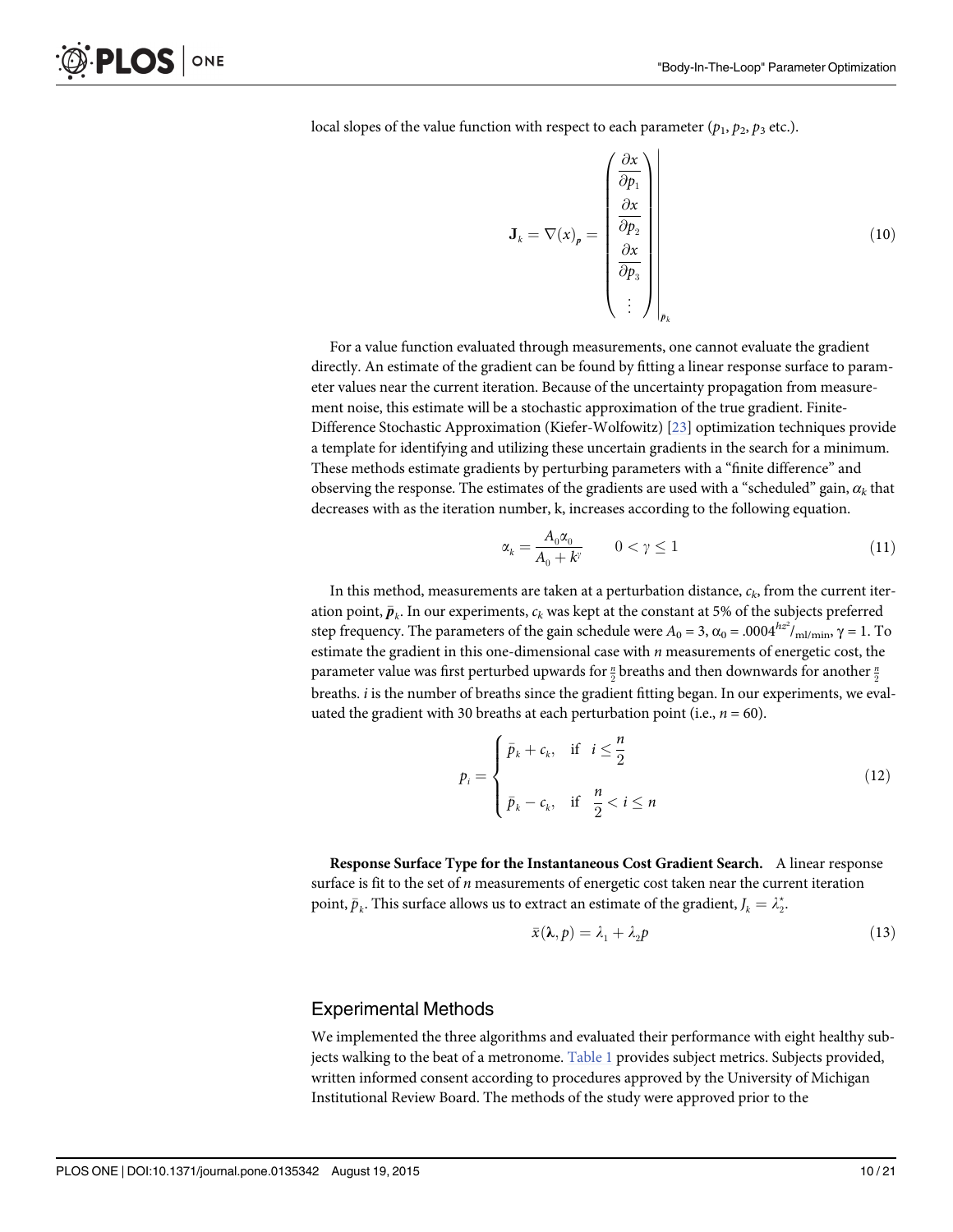local slopes of the value function with respect to each parameter ($p_1, p_2, p_3$ etc.).

$$\mathbf{J}_k = \nabla(x)_{\boldsymbol{p}} = \left. \begin{pmatrix} \dfrac{\partial x}{\partial p_1} \\ \dfrac{\partial x}{\partial p_2} \\ \dfrac{\partial x}{\partial p_3} \\ \vdots \end{pmatrix} \right|_{\bar{\boldsymbol{p}}_k} \tag{10}$$

For a value function evaluated through measurements, one cannot evaluate the gradient directly. An estimate of the gradient can be found by fitting a linear response surface to parameter values near the current iteration. Because of the uncertainty propagation from measurement noise, this estimate will be a stochastic approximation of the true gradient. Finite-Difference Stochastic Approximation (Kiefer-Wolfowitz) [23] optimization techniques provide a template for identifying and utilizing these uncertain gradients in the search for a minimum. These methods estimate gradients by perturbing parameters with a "finite difference" and observing the response. The estimates of the gradients are used with a "scheduled" gain, $\alpha_k$ that decreases with as the iteration number, k, increases according to the following equation.

$$\alpha_k = \frac{A_0 \alpha_0}{A_0 + k^{\gamma}} \qquad 0 < \gamma \leq 1 \tag{11}$$

In this method, measurements are taken at a perturbation distance, $c_k$, from the current iteration point, $\bar{\boldsymbol{p}}_k$. In our experiments, $c_k$ was kept at the constant at 5% of the subjects preferred step frequency. The parameters of the gain schedule were $A_0 = 3$, $\alpha_0 = .0004^{hz^2}/_{\text{ml/min}}$, $\gamma = 1$. To estimate the gradient in this one-dimensional case with $n$ measurements of energetic cost, the parameter value was first perturbed upwards for $\frac{n}{2}$ breaths and then downwards for another $\frac{n}{2}$ breaths. $i$ is the number of breaths since the gradient fitting began. In our experiments, we evaluated the gradient with 30 breaths at each perturbation point (i.e., $n = 60$).

$$p_i = \begin{cases} \bar{p}_k + c_k, & \text{if} \quad i \leq \dfrac{n}{2} \\[2ex] \bar{p}_k - c_k, & \text{if} \quad \dfrac{n}{2} < i \leq n \end{cases} \tag{12}$$

**Response Surface Type for the Instantaneous Cost Gradient Search.** A linear response surface is fit to the set of $n$ measurements of energetic cost taken near the current iteration point, $\bar{p}_k$. This surface allows us to extract an estimate of the gradient, $J_k = \lambda_2^*$.

$$\bar{x}(\boldsymbol{\lambda}, p) = \lambda_1 + \lambda_2 p \tag{13}$$

## Experimental Methods

We implemented the three algorithms and evaluated their performance with eight healthy subjects walking to the beat of a metronome. Table 1 provides subject metrics. Subjects provided, written informed consent according to procedures approved by the University of Michigan Institutional Review Board. The methods of the study were approved prior to the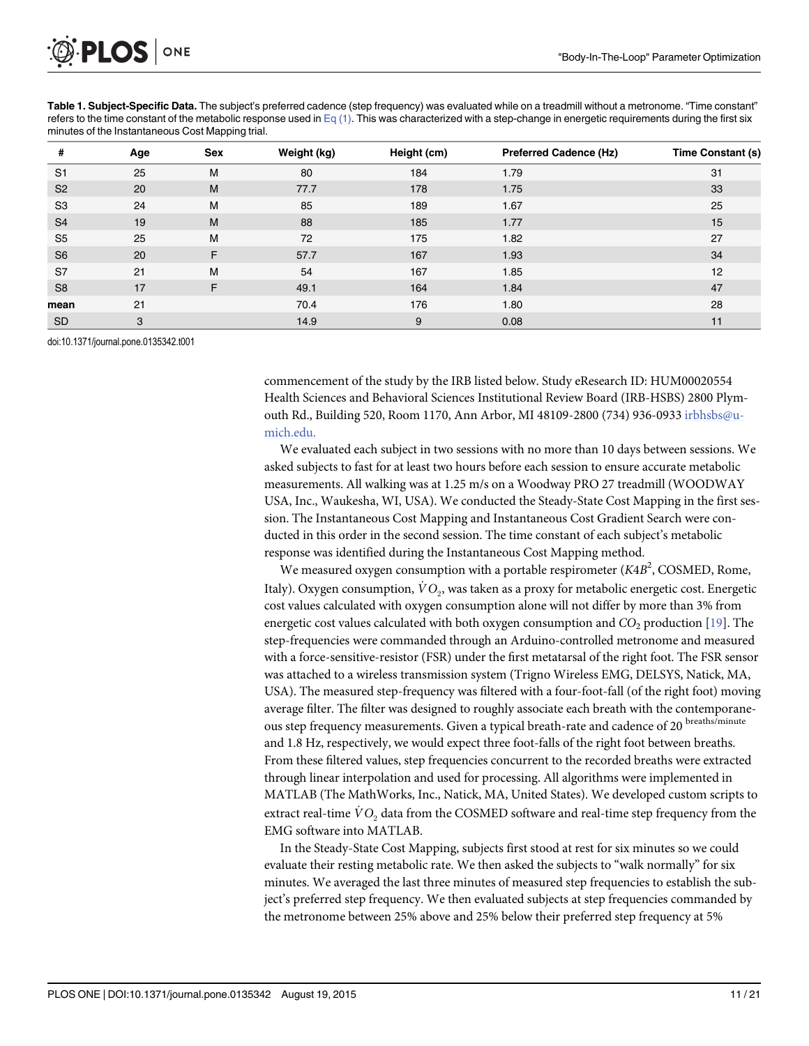**Table 1. Subject-Specific Data.** The subject's preferred cadence (step frequency) was evaluated while on a treadmill without a metronome. "Time constant" refers to the time constant of the metabolic response used in Eq (1). This was characterized with a step-change in energetic requirements during the first six minutes of the Instantaneous Cost Mapping trial.

| # | Age | Sex | Weight (kg) | Height (cm) | Preferred Cadence (Hz) | Time Constant (s) |
|---|---|---|---|---|---|---|
| S1 | 25 | M | 80 | 184 | 1.79 | 31 |
| S2 | 20 | M | 77.7 | 178 | 1.75 | 33 |
| S3 | 24 | M | 85 | 189 | 1.67 | 25 |
| S4 | 19 | M | 88 | 185 | 1.77 | 15 |
| S5 | 25 | M | 72 | 175 | 1.82 | 27 |
| S6 | 20 | F | 57.7 | 167 | 1.93 | 34 |
| S7 | 21 | M | 54 | 167 | 1.85 | 12 |
| S8 | 17 | F | 49.1 | 164 | 1.84 | 47 |
| **mean** | 21 | | 70.4 | 176 | 1.80 | 28 |
| SD | 3 | | 14.9 | 9 | 0.08 | 11 |

doi:10.1371/journal.pone.0135342.t001

commencement of the study by the IRB listed below. Study eResearch ID: HUM00020554 Health Sciences and Behavioral Sciences Institutional Review Board (IRB-HSBS) 2800 Plymouth Rd., Building 520, Room 1170, Ann Arbor, MI 48109-2800 (734) 936-0933 irbhsbs@umich.edu.

We evaluated each subject in two sessions with no more than 10 days between sessions. We asked subjects to fast for at least two hours before each session to ensure accurate metabolic measurements. All walking was at 1.25 m/s on a Woodway PRO 27 treadmill (WOODWAY USA, Inc., Waukesha, WI, USA). We conducted the Steady-State Cost Mapping in the first session. The Instantaneous Cost Mapping and Instantaneous Cost Gradient Search were conducted in this order in the second session. The time constant of each subject's metabolic response was identified during the Instantaneous Cost Mapping method.

We measured oxygen consumption with a portable respirometer (*K4B*$^2$, COSMED, Rome, Italy). Oxygen consumption, $\dot{V}O_2$, was taken as a proxy for metabolic energetic cost. Energetic cost values calculated with oxygen consumption alone will not differ by more than 3% from energetic cost values calculated with both oxygen consumption and $CO_2$ production [19]. The step-frequencies were commanded through an Arduino-controlled metronome and measured with a force-sensitive-resistor (FSR) under the first metatarsal of the right foot. The FSR sensor was attached to a wireless transmission system (Trigno Wireless EMG, DELSYS, Natick, MA, USA). The measured step-frequency was filtered with a four-foot-fall (of the right foot) moving average filter. The filter was designed to roughly associate each breath with the contemporaneous step frequency measurements. Given a typical breath-rate and cadence of 20 $^{\text{breaths/minute}}$ and 1.8 Hz, respectively, we would expect three foot-falls of the right foot between breaths. From these filtered values, step frequencies concurrent to the recorded breaths were extracted through linear interpolation and used for processing. All algorithms were implemented in MATLAB (The MathWorks, Inc., Natick, MA, United States). We developed custom scripts to extract real-time $\dot{V}O_2$ data from the COSMED software and real-time step frequency from the EMG software into MATLAB.

In the Steady-State Cost Mapping, subjects first stood at rest for six minutes so we could evaluate their resting metabolic rate. We then asked the subjects to "walk normally" for six minutes. We averaged the last three minutes of measured step frequencies to establish the subject's preferred step frequency. We then evaluated subjects at step frequencies commanded by the metronome between 25% above and 25% below their preferred step frequency at 5%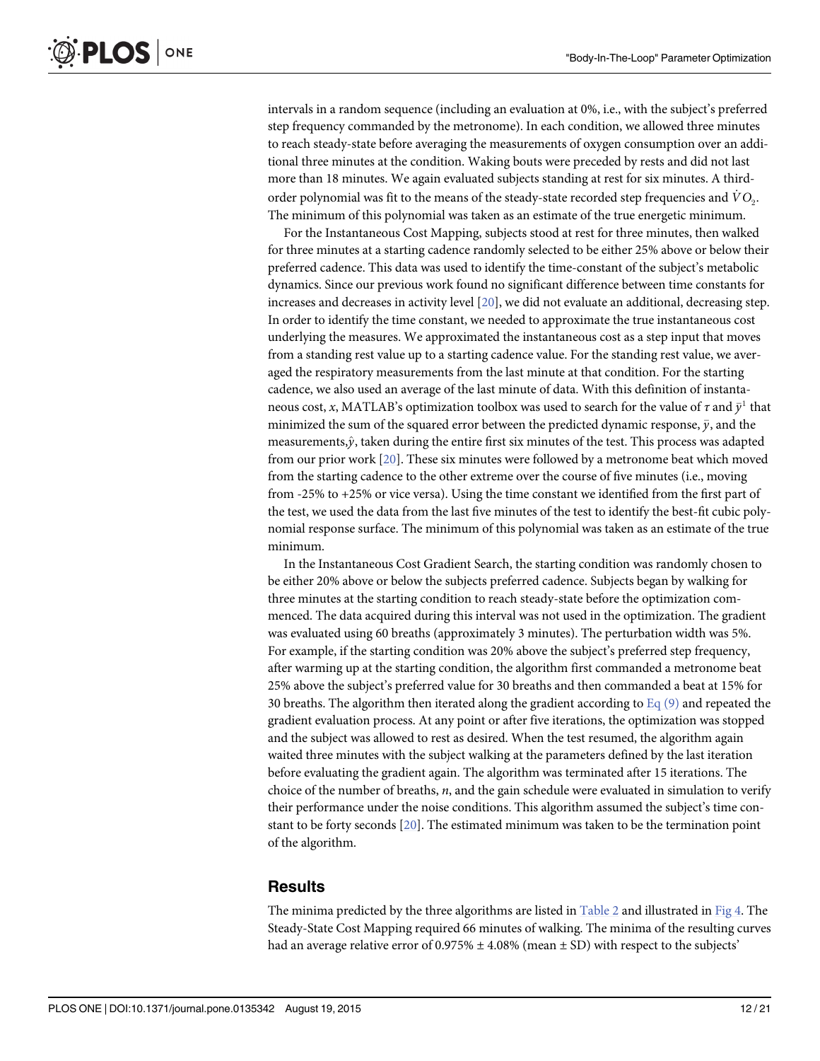intervals in a random sequence (including an evaluation at 0%, i.e., with the subject's preferred step frequency commanded by the metronome). In each condition, we allowed three minutes to reach steady-state before averaging the measurements of oxygen consumption over an additional three minutes at the condition. Waking bouts were preceded by rests and did not last more than 18 minutes. We again evaluated subjects standing at rest for six minutes. A third-order polynomial was fit to the means of the steady-state recorded step frequencies and $\dot{V}O_2$. The minimum of this polynomial was taken as an estimate of the true energetic minimum.

For the Instantaneous Cost Mapping, subjects stood at rest for three minutes, then walked for three minutes at a starting cadence randomly selected to be either 25% above or below their preferred cadence. This data was used to identify the time-constant of the subject's metabolic dynamics. Since our previous work found no significant difference between time constants for increases and decreases in activity level [20], we did not evaluate an additional, decreasing step. In order to identify the time constant, we needed to approximate the true instantaneous cost underlying the measures. We approximated the instantaneous cost as a step input that moves from a standing rest value up to a starting cadence value. For the standing rest value, we averaged the respiratory measurements from the last minute at that condition. For the starting cadence, we also used an average of the last minute of data. With this definition of instantaneous cost, $x$, MATLAB's optimization toolbox was used to search for the value of $\tau$ and $\bar{y}^1$ that minimized the sum of the squared error between the predicted dynamic response, $\bar{y}$, and the measurements,$\hat{y}$, taken during the entire first six minutes of the test. This process was adapted from our prior work [20]. These six minutes were followed by a metronome beat which moved from the starting cadence to the other extreme over the course of five minutes (i.e., moving from -25% to +25% or vice versa). Using the time constant we identified from the first part of the test, we used the data from the last five minutes of the test to identify the best-fit cubic polynomial response surface. The minimum of this polynomial was taken as an estimate of the true minimum.

In the Instantaneous Cost Gradient Search, the starting condition was randomly chosen to be either 20% above or below the subjects preferred cadence. Subjects began by walking for three minutes at the starting condition to reach steady-state before the optimization commenced. The data acquired during this interval was not used in the optimization. The gradient was evaluated using 60 breaths (approximately 3 minutes). The perturbation width was 5%. For example, if the starting condition was 20% above the subject's preferred step frequency, after warming up at the starting condition, the algorithm first commanded a metronome beat 25% above the subject's preferred value for 30 breaths and then commanded a beat at 15% for 30 breaths. The algorithm then iterated along the gradient according to Eq (9) and repeated the gradient evaluation process. At any point or after five iterations, the optimization was stopped and the subject was allowed to rest as desired. When the test resumed, the algorithm again waited three minutes with the subject walking at the parameters defined by the last iteration before evaluating the gradient again. The algorithm was terminated after 15 iterations. The choice of the number of breaths, $n$, and the gain schedule were evaluated in simulation to verify their performance under the noise conditions. This algorithm assumed the subject's time constant to be forty seconds [20]. The estimated minimum was taken to be the termination point of the algorithm.

## Results

The minima predicted by the three algorithms are listed in Table 2 and illustrated in Fig 4. The Steady-State Cost Mapping required 66 minutes of walking. The minima of the resulting curves had an average relative error of 0.975% ± 4.08% (mean ± SD) with respect to the subjects'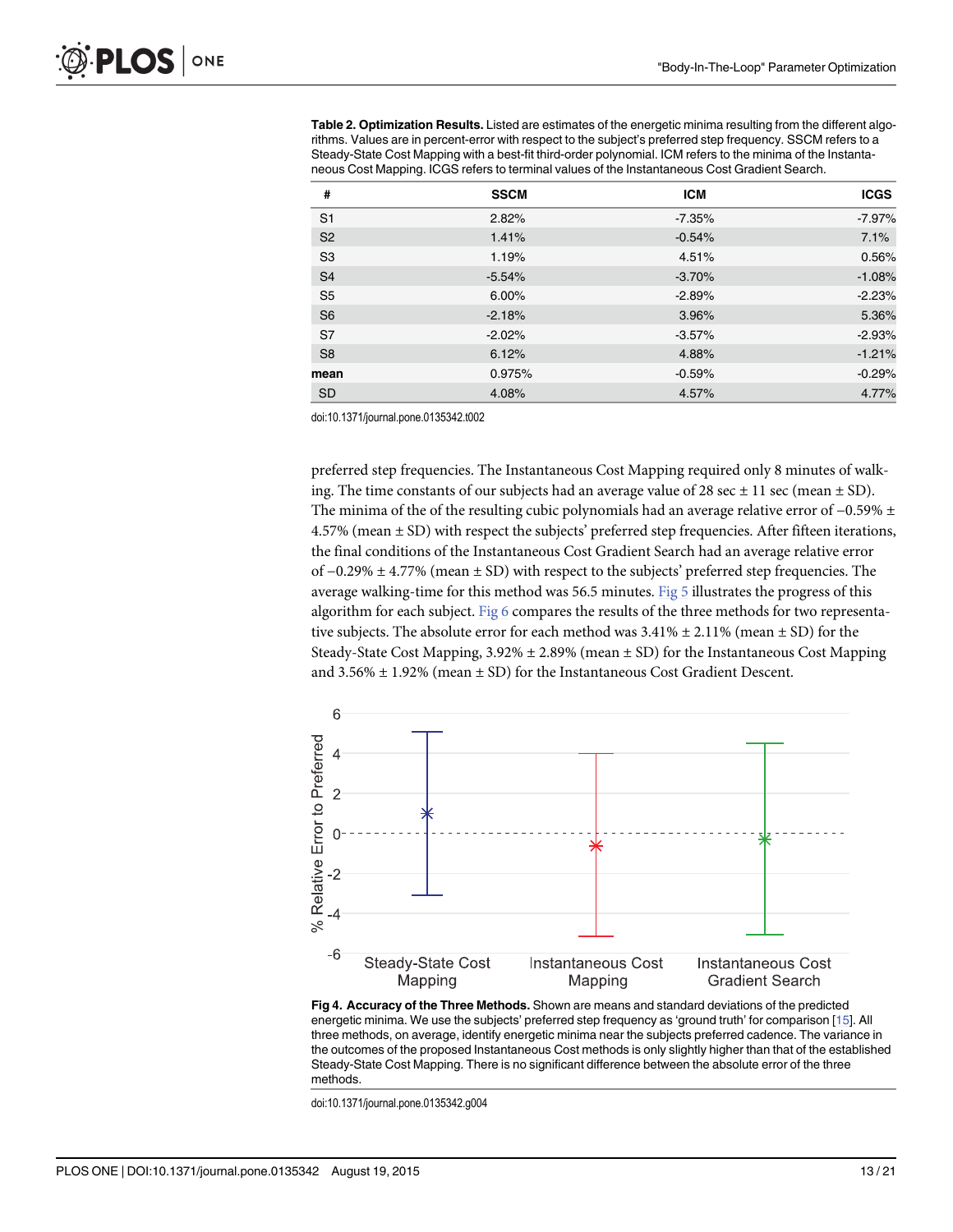**Table 2. Optimization Results.** Listed are estimates of the energetic minima resulting from the different algorithms. Values are in percent-error with respect to the subject's preferred step frequency. SSCM refers to a Steady-State Cost Mapping with a best-fit third-order polynomial. ICM refers to the minima of the Instantaneous Cost Mapping. ICGS refers to terminal values of the Instantaneous Cost Gradient Search.

| # | SSCM | ICM | ICGS |
|---|---|---|---|
| S1 | 2.82% | -7.35% | -7.97% |
| S2 | 1.41% | -0.54% | 7.1% |
| S3 | 1.19% | 4.51% | 0.56% |
| S4 | -5.54% | -3.70% | -1.08% |
| S5 | 6.00% | -2.89% | -2.23% |
| S6 | -2.18% | 3.96% | 5.36% |
| S7 | -2.02% | -3.57% | -2.93% |
| S8 | 6.12% | 4.88% | -1.21% |
| **mean** | 0.975% | -0.59% | -0.29% |
| SD | 4.08% | 4.57% | 4.77% |

doi:10.1371/journal.pone.0135342.t002

preferred step frequencies. The Instantaneous Cost Mapping required only 8 minutes of walking. The time constants of our subjects had an average value of 28 sec ± 11 sec (mean ± SD). The minima of the of the resulting cubic polynomials had an average relative error of −0.59% ± 4.57% (mean ± SD) with respect the subjects' preferred step frequencies. After fifteen iterations, the final conditions of the Instantaneous Cost Gradient Search had an average relative error of −0.29% ± 4.77% (mean ± SD) with respect to the subjects' preferred step frequencies. The average walking-time for this method was 56.5 minutes. Fig 5 illustrates the progress of this algorithm for each subject. Fig 6 compares the results of the three methods for two representative subjects. The absolute error for each method was 3.41% ± 2.11% (mean ± SD) for the Steady-State Cost Mapping, 3.92% ± 2.89% (mean ± SD) for the Instantaneous Cost Mapping and 3.56% ± 1.92% (mean ± SD) for the Instantaneous Cost Gradient Descent.

**Fig 4. Accuracy of the Three Methods.** Shown are means and standard deviations of the predicted energetic minima. We use the subjects' preferred step frequency as 'ground truth' for comparison [15]. All three methods, on average, identify energetic minima near the subjects preferred cadence. The variance in the outcomes of the proposed Instantaneous Cost methods is only slightly higher than that of the established Steady-State Cost Mapping. There is no significant difference between the absolute error of the three methods.

doi:10.1371/journal.pone.0135342.g004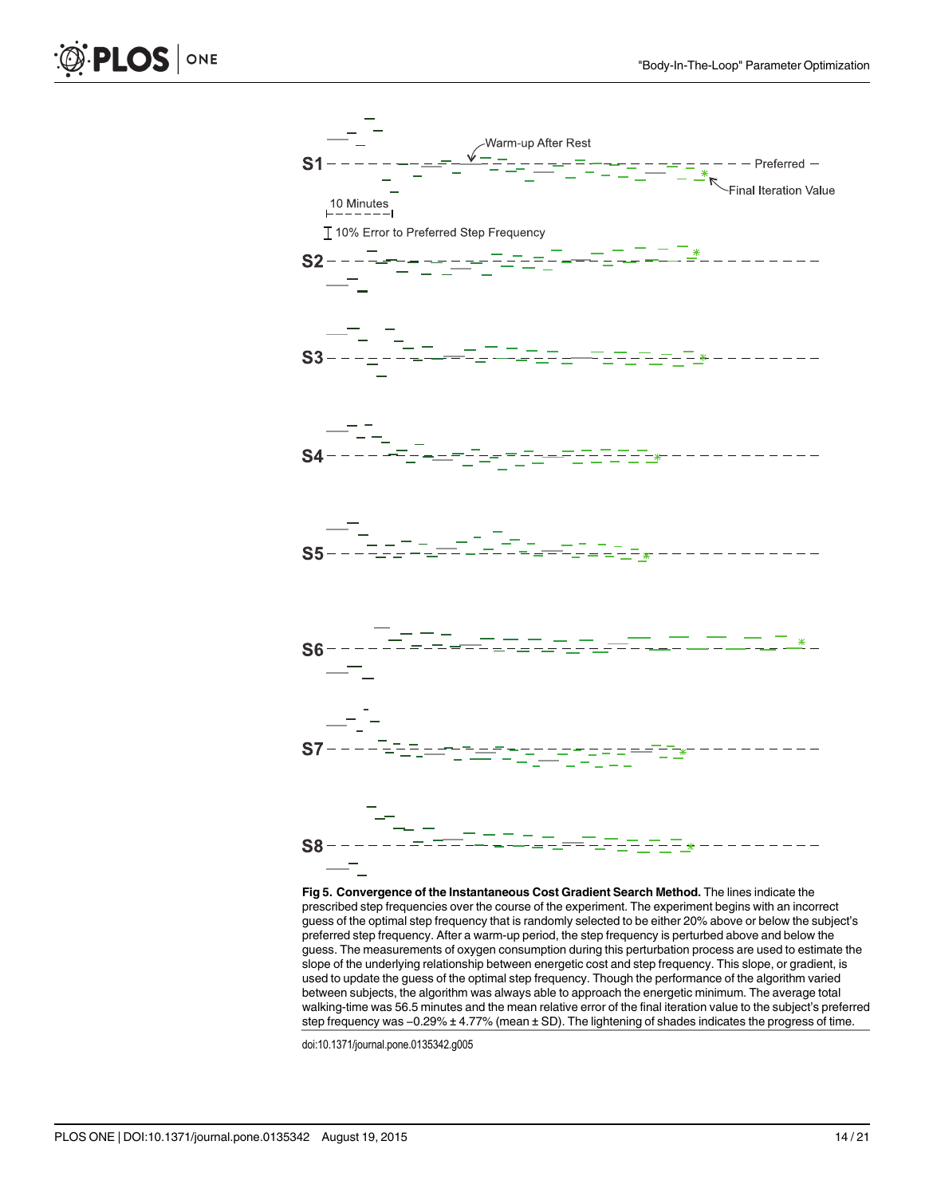**Fig 5. Convergence of the Instantaneous Cost Gradient Search Method.** The lines indicate the prescribed step frequencies over the course of the experiment. The experiment begins with an incorrect guess of the optimal step frequency that is randomly selected to be either 20% above or below the subject's preferred step frequency. After a warm-up period, the step frequency is perturbed above and below the guess. The measurements of oxygen consumption during this perturbation process are used to estimate the slope of the underlying relationship between energetic cost and step frequency. This slope, or gradient, is used to update the guess of the optimal step frequency. Though the performance of the algorithm varied between subjects, the algorithm was always able to approach the energetic minimum. The average total walking-time was 56.5 minutes and the mean relative error of the final iteration value to the subject's preferred step frequency was −0.29% ± 4.77% (mean ± SD). The lightening of shades indicates the progress of time.

doi:10.1371/journal.pone.0135342.g005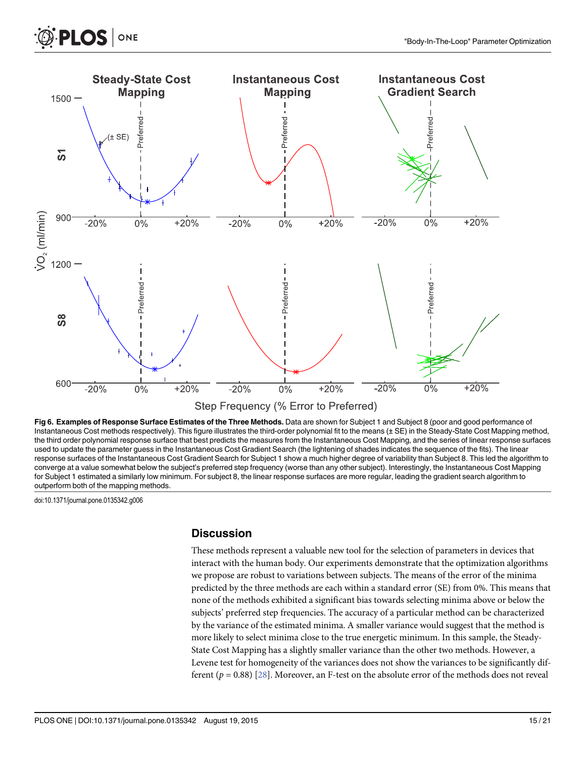**Fig 6. Examples of Response Surface Estimates of the Three Methods.** Data are shown for Subject 1 and Subject 8 (poor and good performance of Instantaneous Cost methods respectively). This figure illustrates the third-order polynomial fit to the means (± SE) in the Steady-State Cost Mapping method, the third order polynomial response surface that best predicts the measures from the Instantaneous Cost Mapping, and the series of linear response surfaces used to update the parameter guess in the Instantaneous Cost Gradient Search (the lightening of shades indicates the sequence of the fits). The linear response surfaces of the Instantaneous Cost Gradient Search for Subject 1 show a much higher degree of variability than Subject 8. This led the algorithm to converge at a value somewhat below the subject's preferred step frequency (worse than any other subject). Interestingly, the Instantaneous Cost Mapping for Subject 1 estimated a similarly low minimum. For subject 8, the linear response surfaces are more regular, leading the gradient search algorithm to outperform both of the mapping methods.

doi:10.1371/journal.pone.0135342.g006

## Discussion

These methods represent a valuable new tool for the selection of parameters in devices that interact with the human body. Our experiments demonstrate that the optimization algorithms we propose are robust to variations between subjects. The means of the error of the minima predicted by the three methods are each within a standard error (SE) from 0%. This means that none of the methods exhibited a significant bias towards selecting minima above or below the subjects' preferred step frequencies. The accuracy of a particular method can be characterized by the variance of the estimated minima. A smaller variance would suggest that the method is more likely to select minima close to the true energetic minimum. In this sample, the Steady-State Cost Mapping has a slightly smaller variance than the other two methods. However, a Levene test for homogeneity of the variances does not show the variances to be significantly different ($p = 0.88$) [28]. Moreover, an F-test on the absolute error of the methods does not reveal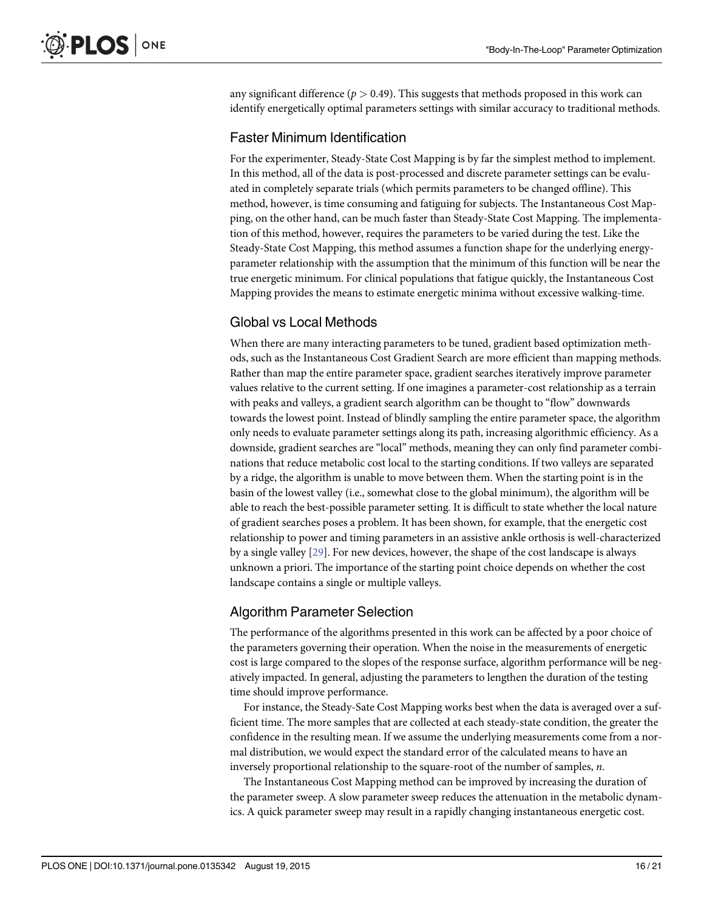any significant difference ($p > 0.49$). This suggests that methods proposed in this work can identify energetically optimal parameters settings with similar accuracy to traditional methods.

## Faster Minimum Identification

For the experimenter, Steady-State Cost Mapping is by far the simplest method to implement. In this method, all of the data is post-processed and discrete parameter settings can be evaluated in completely separate trials (which permits parameters to be changed offline). This method, however, is time consuming and fatiguing for subjects. The Instantaneous Cost Mapping, on the other hand, can be much faster than Steady-State Cost Mapping. The implementation of this method, however, requires the parameters to be varied during the test. Like the Steady-State Cost Mapping, this method assumes a function shape for the underlying energy-parameter relationship with the assumption that the minimum of this function will be near the true energetic minimum. For clinical populations that fatigue quickly, the Instantaneous Cost Mapping provides the means to estimate energetic minima without excessive walking-time.

## Global vs Local Methods

When there are many interacting parameters to be tuned, gradient based optimization methods, such as the Instantaneous Cost Gradient Search are more efficient than mapping methods. Rather than map the entire parameter space, gradient searches iteratively improve parameter values relative to the current setting. If one imagines a parameter-cost relationship as a terrain with peaks and valleys, a gradient search algorithm can be thought to "flow" downwards towards the lowest point. Instead of blindly sampling the entire parameter space, the algorithm only needs to evaluate parameter settings along its path, increasing algorithmic efficiency. As a downside, gradient searches are "local" methods, meaning they can only find parameter combinations that reduce metabolic cost local to the starting conditions. If two valleys are separated by a ridge, the algorithm is unable to move between them. When the starting point is in the basin of the lowest valley (i.e., somewhat close to the global minimum), the algorithm will be able to reach the best-possible parameter setting. It is difficult to state whether the local nature of gradient searches poses a problem. It has been shown, for example, that the energetic cost relationship to power and timing parameters in an assistive ankle orthosis is well-characterized by a single valley [29]. For new devices, however, the shape of the cost landscape is always unknown a priori. The importance of the starting point choice depends on whether the cost landscape contains a single or multiple valleys.

## Algorithm Parameter Selection

The performance of the algorithms presented in this work can be affected by a poor choice of the parameters governing their operation. When the noise in the measurements of energetic cost is large compared to the slopes of the response surface, algorithm performance will be negatively impacted. In general, adjusting the parameters to lengthen the duration of the testing time should improve performance.

For instance, the Steady-Sate Cost Mapping works best when the data is averaged over a sufficient time. The more samples that are collected at each steady-state condition, the greater the confidence in the resulting mean. If we assume the underlying measurements come from a normal distribution, we would expect the standard error of the calculated means to have an inversely proportional relationship to the square-root of the number of samples, $n$.

The Instantaneous Cost Mapping method can be improved by increasing the duration of the parameter sweep. A slow parameter sweep reduces the attenuation in the metabolic dynamics. A quick parameter sweep may result in a rapidly changing instantaneous energetic cost.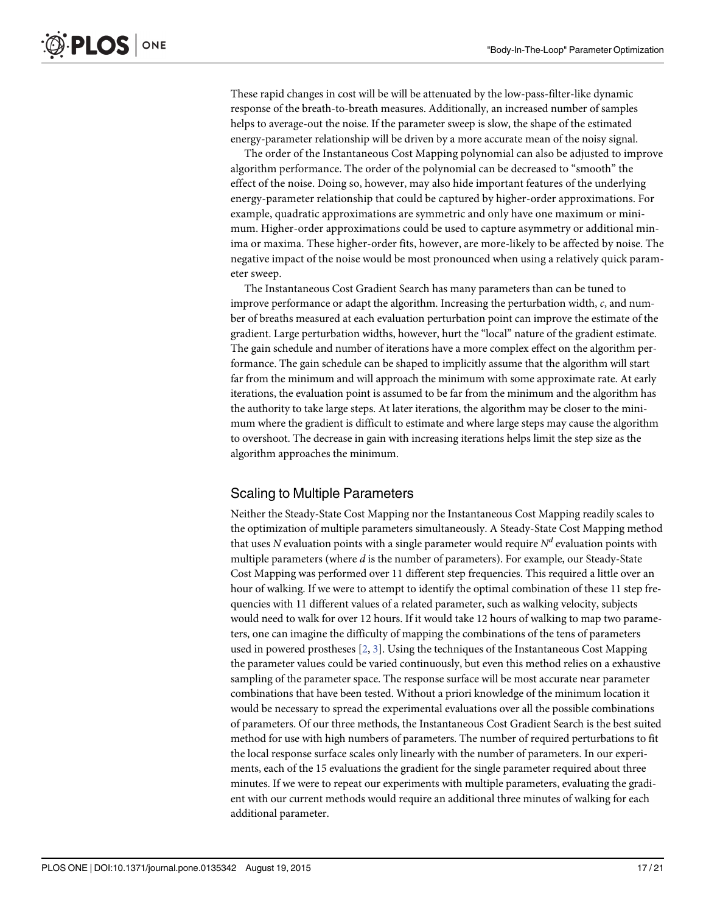These rapid changes in cost will be will be attenuated by the low-pass-filter-like dynamic response of the breath-to-breath measures. Additionally, an increased number of samples helps to average-out the noise. If the parameter sweep is slow, the shape of the estimated energy-parameter relationship will be driven by a more accurate mean of the noisy signal.

The order of the Instantaneous Cost Mapping polynomial can also be adjusted to improve algorithm performance. The order of the polynomial can be decreased to "smooth" the effect of the noise. Doing so, however, may also hide important features of the underlying energy-parameter relationship that could be captured by higher-order approximations. For example, quadratic approximations are symmetric and only have one maximum or minimum. Higher-order approximations could be used to capture asymmetry or additional minima or maxima. These higher-order fits, however, are more-likely to be affected by noise. The negative impact of the noise would be most pronounced when using a relatively quick parameter sweep.

The Instantaneous Cost Gradient Search has many parameters than can be tuned to improve performance or adapt the algorithm. Increasing the perturbation width, $c$, and number of breaths measured at each evaluation perturbation point can improve the estimate of the gradient. Large perturbation widths, however, hurt the "local" nature of the gradient estimate. The gain schedule and number of iterations have a more complex effect on the algorithm performance. The gain schedule can be shaped to implicitly assume that the algorithm will start far from the minimum and will approach the minimum with some approximate rate. At early iterations, the evaluation point is assumed to be far from the minimum and the algorithm has the authority to take large steps. At later iterations, the algorithm may be closer to the minimum where the gradient is difficult to estimate and where large steps may cause the algorithm to overshoot. The decrease in gain with increasing iterations helps limit the step size as the algorithm approaches the minimum.

## Scaling to Multiple Parameters

Neither the Steady-State Cost Mapping nor the Instantaneous Cost Mapping readily scales to the optimization of multiple parameters simultaneously. A Steady-State Cost Mapping method that uses $N$ evaluation points with a single parameter would require $N^d$ evaluation points with multiple parameters (where $d$ is the number of parameters). For example, our Steady-State Cost Mapping was performed over 11 different step frequencies. This required a little over an hour of walking. If we were to attempt to identify the optimal combination of these 11 step frequencies with 11 different values of a related parameter, such as walking velocity, subjects would need to walk for over 12 hours. If it would take 12 hours of walking to map two parameters, one can imagine the difficulty of mapping the combinations of the tens of parameters used in powered prostheses [2, 3]. Using the techniques of the Instantaneous Cost Mapping the parameter values could be varied continuously, but even this method relies on a exhaustive sampling of the parameter space. The response surface will be most accurate near parameter combinations that have been tested. Without a priori knowledge of the minimum location it would be necessary to spread the experimental evaluations over all the possible combinations of parameters. Of our three methods, the Instantaneous Cost Gradient Search is the best suited method for use with high numbers of parameters. The number of required perturbations to fit the local response surface scales only linearly with the number of parameters. In our experiments, each of the 15 evaluations the gradient for the single parameter required about three minutes. If we were to repeat our experiments with multiple parameters, evaluating the gradient with our current methods would require an additional three minutes of walking for each additional parameter.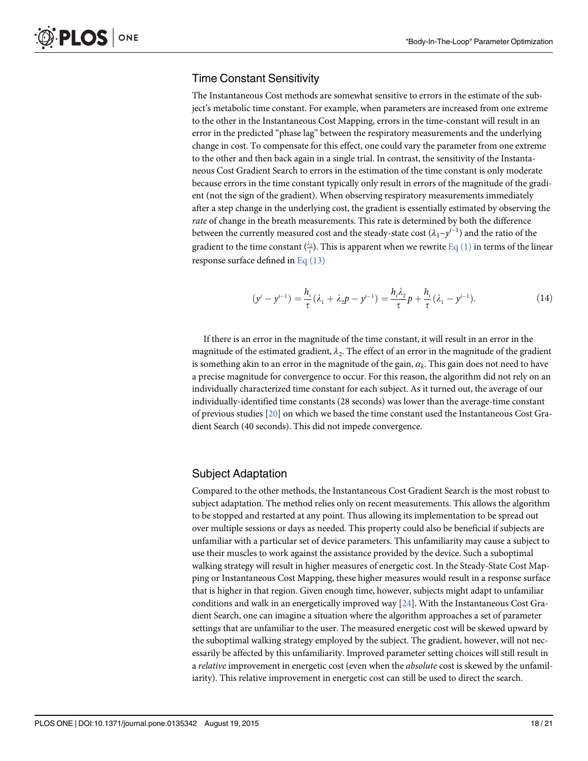## Time Constant Sensitivity

The Instantaneous Cost methods are somewhat sensitive to errors in the estimate of the subject's metabolic time constant. For example, when parameters are increased from one extreme to the other in the Instantaneous Cost Mapping, errors in the time-constant will result in an error in the predicted "phase lag" between the respiratory measurements and the underlying change in cost. To compensate for this effect, one could vary the parameter from one extreme to the other and then back again in a single trial. In contrast, the sensitivity of the Instantaneous Cost Gradient Search to errors in the estimation of the time constant is only moderate because errors in the time constant typically only result in errors of the magnitude of the gradient (not the sign of the gradient). When observing respiratory measurements immediately after a step change in the underlying cost, the gradient is essentially estimated by observing the *rate* of change in the breath measurements. This rate is determined by both the difference between the currently measured cost and the steady-state cost ($\lambda_1 - y^{i-1}$) and the ratio of the gradient to the time constant ($\frac{\lambda_2}{\tau}$). This is apparent when we rewrite Eq (1) in terms of the linear response surface defined in Eq (13)

$$(y^i - y^{i-1}) = \frac{h_i}{\tau}(\lambda_1 + \lambda_2 p - y^{i-1}) = \frac{h_i \lambda_2}{\tau} p + \frac{h_i}{\tau}(\lambda_1 - y^{i-1}). \tag{14}$$

If there is an error in the magnitude of the time constant, it will result in an error in the magnitude of the estimated gradient, $\lambda_2$. The effect of an error in the magnitude of the gradient is something akin to an error in the magnitude of the gain, $\alpha_k$. This gain does not need to have a precise magnitude for convergence to occur. For this reason, the algorithm did not rely on an individually characterized time constant for each subject. As it turned out, the average of our individually-identified time constants (28 seconds) was lower than the average-time constant of previous studies [20] on which we based the time constant used the Instantaneous Cost Gradient Search (40 seconds). This did not impede convergence.

## Subject Adaptation

Compared to the other methods, the Instantaneous Cost Gradient Search is the most robust to subject adaptation. The method relies only on recent measurements. This allows the algorithm to be stopped and restarted at any point. Thus allowing its implementation to be spread out over multiple sessions or days as needed. This property could also be beneficial if subjects are unfamiliar with a particular set of device parameters. This unfamiliarity may cause a subject to use their muscles to work against the assistance provided by the device. Such a suboptimal walking strategy will result in higher measures of energetic cost. In the Steady-State Cost Mapping or Instantaneous Cost Mapping, these higher measures would result in a response surface that is higher in that region. Given enough time, however, subjects might adapt to unfamiliar conditions and walk in an energetically improved way [24]. With the Instantaneous Cost Gradient Search, one can imagine a situation where the algorithm approaches a set of parameter settings that are unfamiliar to the user. The measured energetic cost will be skewed upward by the suboptimal walking strategy employed by the subject. The gradient, however, will not necessarily be affected by this unfamiliarity. Improved parameter setting choices will still result in a *relative* improvement in energetic cost (even when the *absolute* cost is skewed by the unfamiliarity). This relative improvement in energetic cost can still be used to direct the search.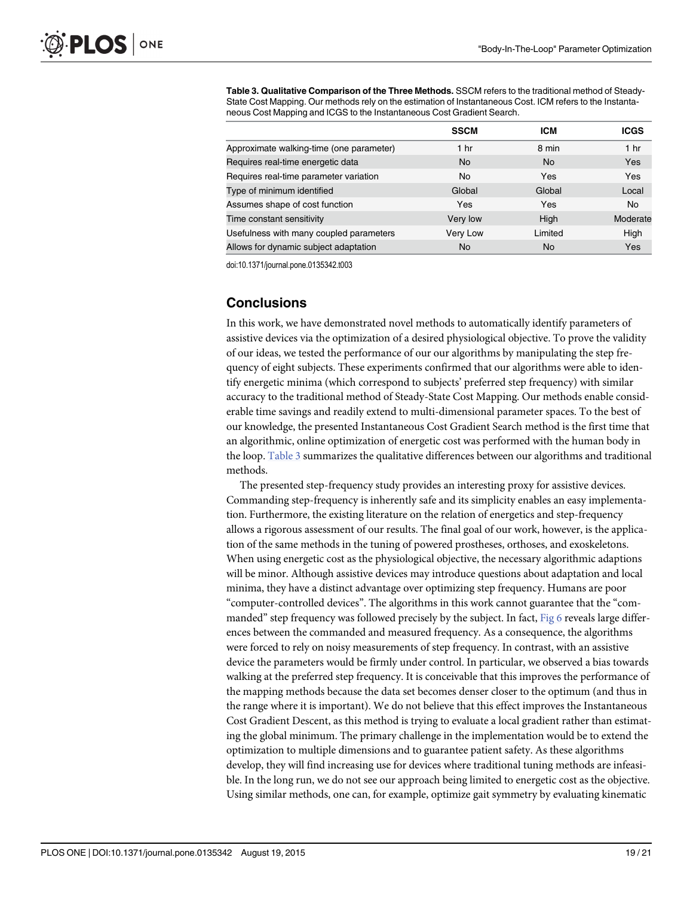**Table 3. Qualitative Comparison of the Three Methods.** SSCM refers to the traditional method of Steady-State Cost Mapping. Our methods rely on the estimation of Instantaneous Cost. ICM refers to the Instantaneous Cost Mapping and ICGS to the Instantaneous Cost Gradient Search.

| | SSCM | ICM | ICGS |
|---|---|---|---|
| Approximate walking-time (one parameter) | 1 hr | 8 min | 1 hr |
| Requires real-time energetic data | No | No | Yes |
| Requires real-time parameter variation | No | Yes | Yes |
| Type of minimum identified | Global | Global | Local |
| Assumes shape of cost function | Yes | Yes | No |
| Time constant sensitivity | Very low | High | Moderate |
| Usefulness with many coupled parameters | Very Low | Limited | High |
| Allows for dynamic subject adaptation | No | No | Yes |

doi:10.1371/journal.pone.0135342.t003

## Conclusions

In this work, we have demonstrated novel methods to automatically identify parameters of assistive devices via the optimization of a desired physiological objective. To prove the validity of our ideas, we tested the performance of our our algorithms by manipulating the step frequency of eight subjects. These experiments confirmed that our algorithms were able to identify energetic minima (which correspond to subjects' preferred step frequency) with similar accuracy to the traditional method of Steady-State Cost Mapping. Our methods enable considerable time savings and readily extend to multi-dimensional parameter spaces. To the best of our knowledge, the presented Instantaneous Cost Gradient Search method is the first time that an algorithmic, online optimization of energetic cost was performed with the human body in the loop. Table 3 summarizes the qualitative differences between our algorithms and traditional methods.

The presented step-frequency study provides an interesting proxy for assistive devices. Commanding step-frequency is inherently safe and its simplicity enables an easy implementation. Furthermore, the existing literature on the relation of energetics and step-frequency allows a rigorous assessment of our results. The final goal of our work, however, is the application of the same methods in the tuning of powered prostheses, orthoses, and exoskeletons. When using energetic cost as the physiological objective, the necessary algorithmic adaptions will be minor. Although assistive devices may introduce questions about adaptation and local minima, they have a distinct advantage over optimizing step frequency. Humans are poor "computer-controlled devices". The algorithms in this work cannot guarantee that the "commanded" step frequency was followed precisely by the subject. In fact, Fig 6 reveals large differences between the commanded and measured frequency. As a consequence, the algorithms were forced to rely on noisy measurements of step frequency. In contrast, with an assistive device the parameters would be firmly under control. In particular, we observed a bias towards walking at the preferred step frequency. It is conceivable that this improves the performance of the mapping methods because the data set becomes denser closer to the optimum (and thus in the range where it is important). We do not believe that this effect improves the Instantaneous Cost Gradient Descent, as this method is trying to evaluate a local gradient rather than estimating the global minimum. The primary challenge in the implementation would be to extend the optimization to multiple dimensions and to guarantee patient safety. As these algorithms develop, they will find increasing use for devices where traditional tuning methods are infeasible. In the long run, we do not see our approach being limited to energetic cost as the objective. Using similar methods, one can, for example, optimize gait symmetry by evaluating kinematic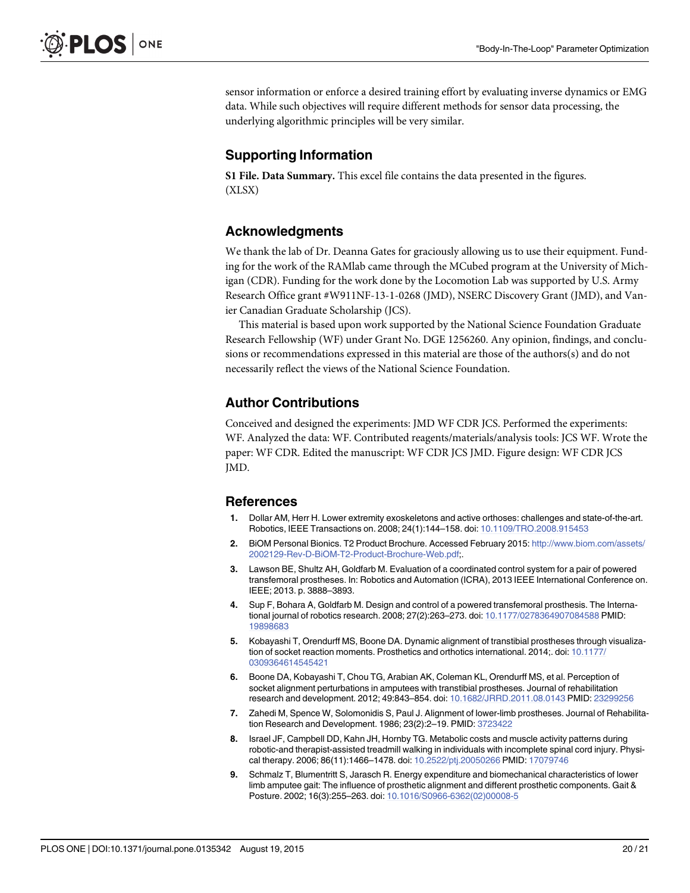sensor information or enforce a desired training effort by evaluating inverse dynamics or EMG data. While such objectives will require different methods for sensor data processing, the underlying algorithmic principles will be very similar.

## Supporting Information

**S1 File. Data Summary.** This excel file contains the data presented in the figures. (XLSX)

## Acknowledgments

We thank the lab of Dr. Deanna Gates for graciously allowing us to use their equipment. Funding for the work of the RAMlab came through the MCubed program at the University of Michigan (CDR). Funding for the work done by the Locomotion Lab was supported by U.S. Army Research Office grant #W911NF-13-1-0268 (JMD), NSERC Discovery Grant (JMD), and Vanier Canadian Graduate Scholarship (JCS).

This material is based upon work supported by the National Science Foundation Graduate Research Fellowship (WF) under Grant No. DGE 1256260. Any opinion, findings, and conclusions or recommendations expressed in this material are those of the authors(s) and do not necessarily reflect the views of the National Science Foundation.

## Author Contributions

Conceived and designed the experiments: JMD WF CDR JCS. Performed the experiments: WF. Analyzed the data: WF. Contributed reagents/materials/analysis tools: JCS WF. Wrote the paper: WF CDR. Edited the manuscript: WF CDR JCS JMD. Figure design: WF CDR JCS JMD.

## References

1. Dollar AM, Herr H. Lower extremity exoskeletons and active orthoses: challenges and state-of-the-art. Robotics, IEEE Transactions on. 2008; 24(1):144–158. doi: 10.1109/TRO.2008.915453
2. BiOM Personal Bionics. T2 Product Brochure. Accessed February 2015: http://www.biom.com/assets/2002129-Rev-D-BiOM-T2-Product-Brochure-Web.pdf;.
3. Lawson BE, Shultz AH, Goldfarb M. Evaluation of a coordinated control system for a pair of powered transfemoral prostheses. In: Robotics and Automation (ICRA), 2013 IEEE International Conference on. IEEE; 2013. p. 3888–3893.
4. Sup F, Bohara A, Goldfarb M. Design and control of a powered transfemoral prosthesis. The International journal of robotics research. 2008; 27(2):263–273. doi: 10.1177/0278364907084588 PMID: 19898683
5. Kobayashi T, Orendurff MS, Boone DA. Dynamic alignment of transtibial prostheses through visualization of socket reaction moments. Prosthetics and orthotics international. 2014;. doi: 10.1177/0309364614545421
6. Boone DA, Kobayashi T, Chou TG, Arabian AK, Coleman KL, Orendurff MS, et al. Perception of socket alignment perturbations in amputees with transtibial prostheses. Journal of rehabilitation research and development. 2012; 49:843–854. doi: 10.1682/JRRD.2011.08.0143 PMID: 23299256
7. Zahedi M, Spence W, Solomonidis S, Paul J. Alignment of lower-limb prostheses. Journal of Rehabilitation Research and Development. 1986; 23(2):2–19. PMID: 3723422
8. Israel JF, Campbell DD, Kahn JH, Hornby TG. Metabolic costs and muscle activity patterns during robotic-and therapist-assisted treadmill walking in individuals with incomplete spinal cord injury. Physical therapy. 2006; 86(11):1466–1478. doi: 10.2522/ptj.20050266 PMID: 17079746
9. Schmalz T, Blumentritt S, Jarasch R. Energy expenditure and biomechanical characteristics of lower limb amputee gait: The influence of prosthetic alignment and different prosthetic components. Gait & Posture. 2002; 16(3):255–263. doi: 10.1016/S0966-6362(02)00008-5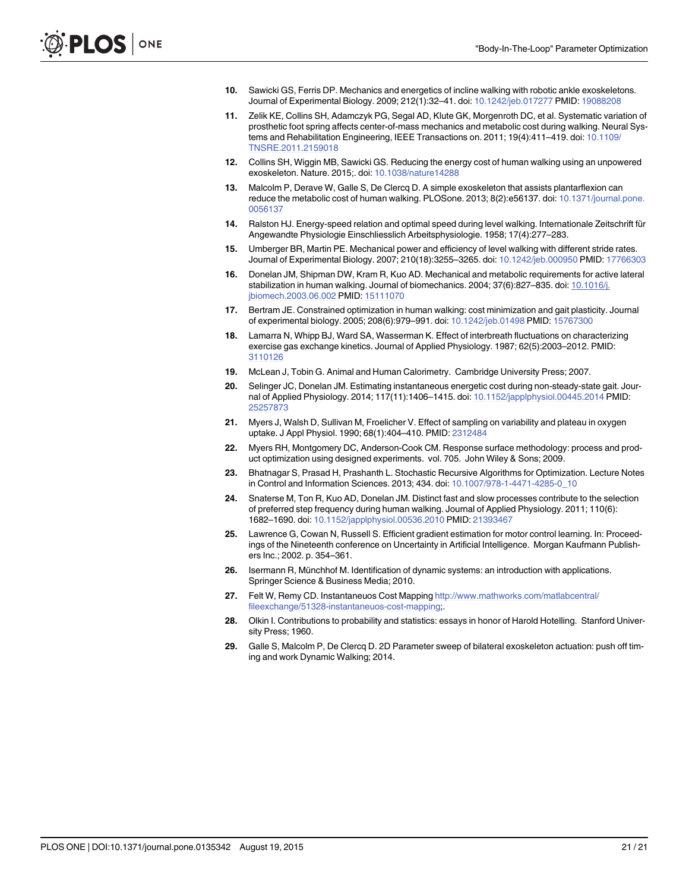10. Sawicki GS, Ferris DP. Mechanics and energetics of incline walking with robotic ankle exoskeletons. Journal of Experimental Biology. 2009; 212(1):32–41. doi: 10.1242/jeb.017277 PMID: 19088208
11. Zelik KE, Collins SH, Adamczyk PG, Segal AD, Klute GK, Morgenroth DC, et al. Systematic variation of prosthetic foot spring affects center-of-mass mechanics and metabolic cost during walking. Neural Systems and Rehabilitation Engineering, IEEE Transactions on. 2011; 19(4):411–419. doi: 10.1109/TNSRE.2011.2159018
12. Collins SH, Wiggin MB, Sawicki GS. Reducing the energy cost of human walking using an unpowered exoskeleton. Nature. 2015;. doi: 10.1038/nature14288
13. Malcolm P, Derave W, Galle S, De Clercq D. A simple exoskeleton that assists plantarflexion can reduce the metabolic cost of human walking. PLOSone. 2013; 8(2):e56137. doi: 10.1371/journal.pone.0056137
14. Ralston HJ. Energy-speed relation and optimal speed during level walking. Internationale Zeitschrift für Angewandte Physiologie Einschliesslich Arbeitsphysiologie. 1958; 17(4):277–283.
15. Umberger BR, Martin PE. Mechanical power and efficiency of level walking with different stride rates. Journal of Experimental Biology. 2007; 210(18):3255–3265. doi: 10.1242/jeb.000950 PMID: 17766303
16. Donelan JM, Shipman DW, Kram R, Kuo AD. Mechanical and metabolic requirements for active lateral stabilization in human walking. Journal of biomechanics. 2004; 37(6):827–835. doi: 10.1016/j.jbiomech.2003.06.002 PMID: 15111070
17. Bertram JE. Constrained optimization in human walking: cost minimization and gait plasticity. Journal of experimental biology. 2005; 208(6):979–991. doi: 10.1242/jeb.01498 PMID: 15767300
18. Lamarra N, Whipp BJ, Ward SA, Wasserman K. Effect of interbreath fluctuations on characterizing exercise gas exchange kinetics. Journal of Applied Physiology. 1987; 62(5):2003–2012. PMID: 3110126
19. McLean J, Tobin G. Animal and Human Calorimetry. Cambridge University Press; 2007.
20. Selinger JC, Donelan JM. Estimating instantaneous energetic cost during non-steady-state gait. Journal of Applied Physiology. 2014; 117(11):1406–1415. doi: 10.1152/japplphysiol.00445.2014 PMID: 25257873
21. Myers J, Walsh D, Sullivan M, Froelicher V. Effect of sampling on variability and plateau in oxygen uptake. J Appl Physiol. 1990; 68(1):404–410. PMID: 2312484
22. Myers RH, Montgomery DC, Anderson-Cook CM. Response surface methodology: process and product optimization using designed experiments. vol. 705. John Wiley & Sons; 2009.
23. Bhatnagar S, Prasad H, Prashanth L. Stochastic Recursive Algorithms for Optimization. Lecture Notes in Control and Information Sciences. 2013; 434. doi: 10.1007/978-1-4471-4285-0_10
24. Snaterse M, Ton R, Kuo AD, Donelan JM. Distinct fast and slow processes contribute to the selection of preferred step frequency during human walking. Journal of Applied Physiology. 2011; 110(6):1682–1690. doi: 10.1152/japplphysiol.00536.2010 PMID: 21393467
25. Lawrence G, Cowan N, Russell S. Efficient gradient estimation for motor control learning. In: Proceedings of the Nineteenth conference on Uncertainty in Artificial Intelligence. Morgan Kaufmann Publishers Inc.; 2002. p. 354–361.
26. Isermann R, Münchhof M. Identification of dynamic systems: an introduction with applications. Springer Science & Business Media; 2010.
27. Felt W, Remy CD. Instantaneuos Cost Mapping http://www.mathworks.com/matlabcentral/fileexchange/51328-instantaneuos-cost-mapping;.
28. Olkin I. Contributions to probability and statistics: essays in honor of Harold Hotelling. Stanford University Press; 1960.
29. Galle S, Malcolm P, De Clercq D. 2D Parameter sweep of bilateral exoskeleton actuation: push off timing and work Dynamic Walking; 2014.